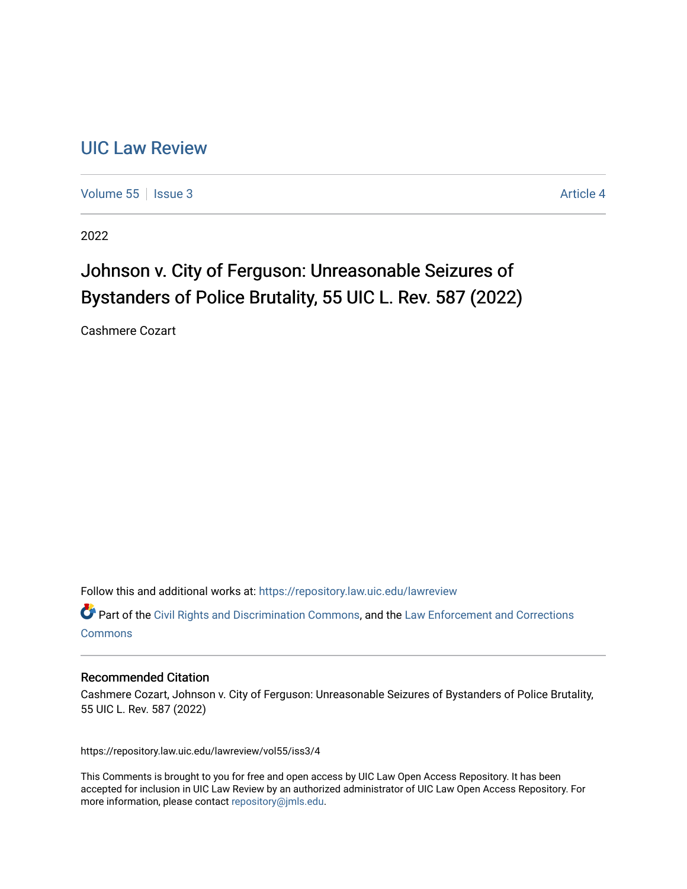# UIC Law Review

Volume 55 | Issue 3 | Article 4

2022

## Johnson v. City of Ferguson: Unreasonable Seizures of Bystanders of Police Brutality, 55 UIC L. Rev. 587 (2022)

Cashmere Cozart

Follow this and additional works at: https://repository.law.uic.edu/lawreview

Part of the Civil Rights and Discrimination Commons, and the Law Enforcement and Corrections Commons

### Recommended Citation

Cashmere Cozart, Johnson v. City of Ferguson: Unreasonable Seizures of Bystanders of Police Brutality, 55 UIC L. Rev. 587 (2022)

https://repository.law.uic.edu/lawreview/vol55/iss3/4

This Comments is brought to you for free and open access by UIC Law Open Access Repository. It has been accepted for inclusion in UIC Law Review by an authorized administrator of UIC Law Open Access Repository. For more information, please contact repository@jmls.edu.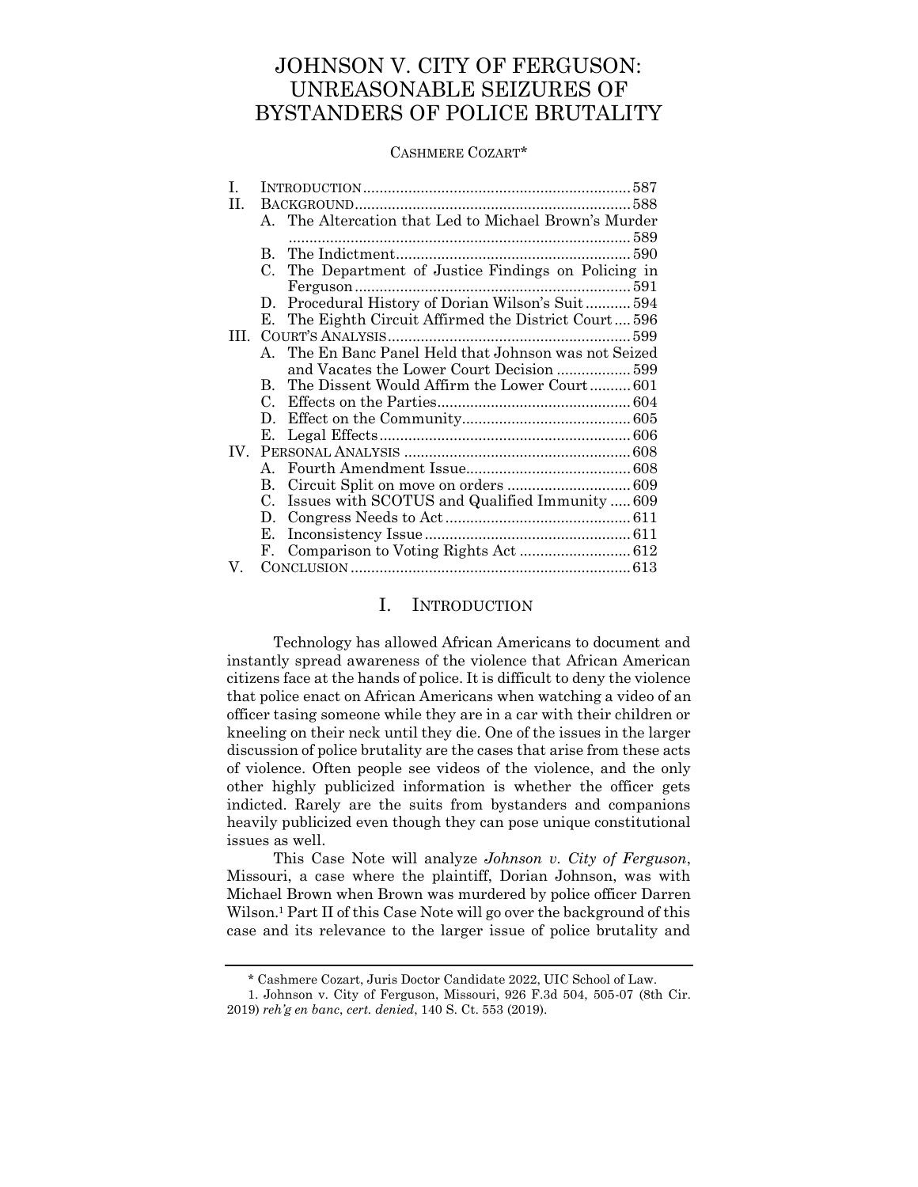# JOHNSON V. CITY OF FERGUSON: UNREASONABLE SEIZURES OF BYSTANDERS OF POLICE BRUTALITY

CASHMERE COZART*

| | | |
|---|---|---|
| I. | INTRODUCTION | 587 |
| II. | BACKGROUND | 588 |
| | A. The Altercation that Led to Michael Brown's Murder | 589 |
| | B. The Indictment | 590 |
| | C. The Department of Justice Findings on Policing in Ferguson | 591 |
| | D. Procedural History of Dorian Wilson's Suit | 594 |
| | E. The Eighth Circuit Affirmed the District Court | 596 |
| III. | COURT'S ANALYSIS | 599 |
| | A. The En Banc Panel Held that Johnson was not Seized and Vacates the Lower Court Decision | 599 |
| | B. The Dissent Would Affirm the Lower Court | 601 |
| | C. Effects on the Parties | 604 |
| | D. Effect on the Community | 605 |
| | E. Legal Effects | 606 |
| IV. | PERSONAL ANALYSIS | 608 |
| | A. Fourth Amendment Issue | 608 |
| | B. Circuit Split on move on orders | 609 |
| | C. Issues with SCOTUS and Qualified Immunity | 609 |
| | D. Congress Needs to Act | 611 |
| | E. Inconsistency Issue | 611 |
| | F. Comparison to Voting Rights Act | 612 |
| V. | CONCLUSION | 613 |

## I. INTRODUCTION

Technology has allowed African Americans to document and instantly spread awareness of the violence that African American citizens face at the hands of police. It is difficult to deny the violence that police enact on African Americans when watching a video of an officer tasing someone while they are in a car with their children or kneeling on their neck until they die. One of the issues in the larger discussion of police brutality are the cases that arise from these acts of violence. Often people see videos of the violence, and the only other highly publicized information is whether the officer gets indicted. Rarely are the suits from bystanders and companions heavily publicized even though they can pose unique constitutional issues as well.

This Case Note will analyze *Johnson v. City of Ferguson*, Missouri, a case where the plaintiff, Dorian Johnson, was with Michael Brown when Brown was murdered by police officer Darren Wilson.[1] Part II of this Case Note will go over the background of this case and its relevance to the larger issue of police brutality and

---

\* Cashmere Cozart, Juris Doctor Candidate 2022, UIC School of Law.

1. Johnson v. City of Ferguson, Missouri, 926 F.3d 504, 505-07 (8th Cir. 2019) *reh'g en banc*, *cert. denied*, 140 S. Ct. 553 (2019).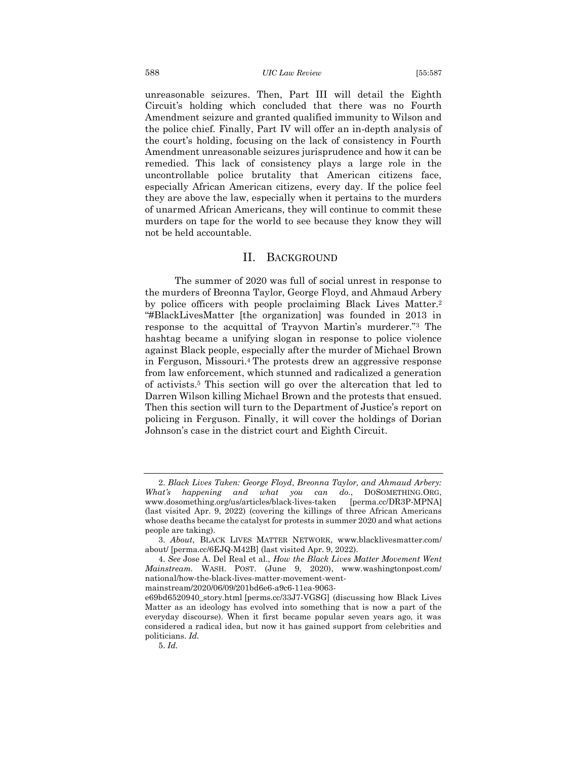unreasonable seizures. Then, Part III will detail the Eighth Circuit's holding which concluded that there was no Fourth Amendment seizure and granted qualified immunity to Wilson and the police chief. Finally, Part IV will offer an in-depth analysis of the court's holding, focusing on the lack of consistency in Fourth Amendment unreasonable seizures jurisprudence and how it can be remedied. This lack of consistency plays a large role in the uncontrollable police brutality that American citizens face, especially African American citizens, every day. If the police feel they are above the law, especially when it pertains to the murders of unarmed African Americans, they will continue to commit these murders on tape for the world to see because they know they will not be held accountable.

## II. BACKGROUND

The summer of 2020 was full of social unrest in response to the murders of Breonna Taylor, George Floyd, and Ahmaud Arbery by police officers with people proclaiming Black Lives Matter.[2] "#BlackLivesMatter [the organization] was founded in 2013 in response to the acquittal of Trayvon Martin's murderer."[3] The hashtag became a unifying slogan in response to police violence against Black people, especially after the murder of Michael Brown in Ferguson, Missouri.[4] The protests drew an aggressive response from law enforcement, which stunned and radicalized a generation of activists.[5] This section will go over the altercation that led to Darren Wilson killing Michael Brown and the protests that ensued. Then this section will turn to the Department of Justice's report on policing in Ferguson. Finally, it will cover the holdings of Dorian Johnson's case in the district court and Eighth Circuit.

---

2. *Black Lives Taken: George Floyd, Breonna Taylor, and Ahmaud Arbery: What's happening and what you can do.*, DOSOMETHING.ORG, www.dosomething.org/us/articles/black-lives-taken [perma.cc/DR3P-MPNA] (last visited Apr. 9, 2022) (covering the killings of three African Americans whose deaths became the catalyst for protests in summer 2020 and what actions people are taking).

3. *About*, BLACK LIVES MATTER NETWORK, www.blacklivesmatter.com/about/ [perma.cc/6EJQ-M42B] (last visited Apr. 9, 2022).

4. *See* Jose A. Del Real et al., *How the Black Lives Matter Movement Went Mainstream*. WASH. POST. (June 9, 2020), www.washingtonpost.com/national/how-the-black-lives-matter-movement-went-mainstream/2020/06/09/201bd6e6-a9c6-11ea-9063-e69bd6520940_story.html [perms.cc/33J7-VGSG] (discussing how Black Lives Matter as an ideology has evolved into something that is now a part of the everyday discourse). When it first became popular seven years ago, it was considered a radical idea, but now it has gained support from celebrities and politicians. *Id.*

5. *Id.*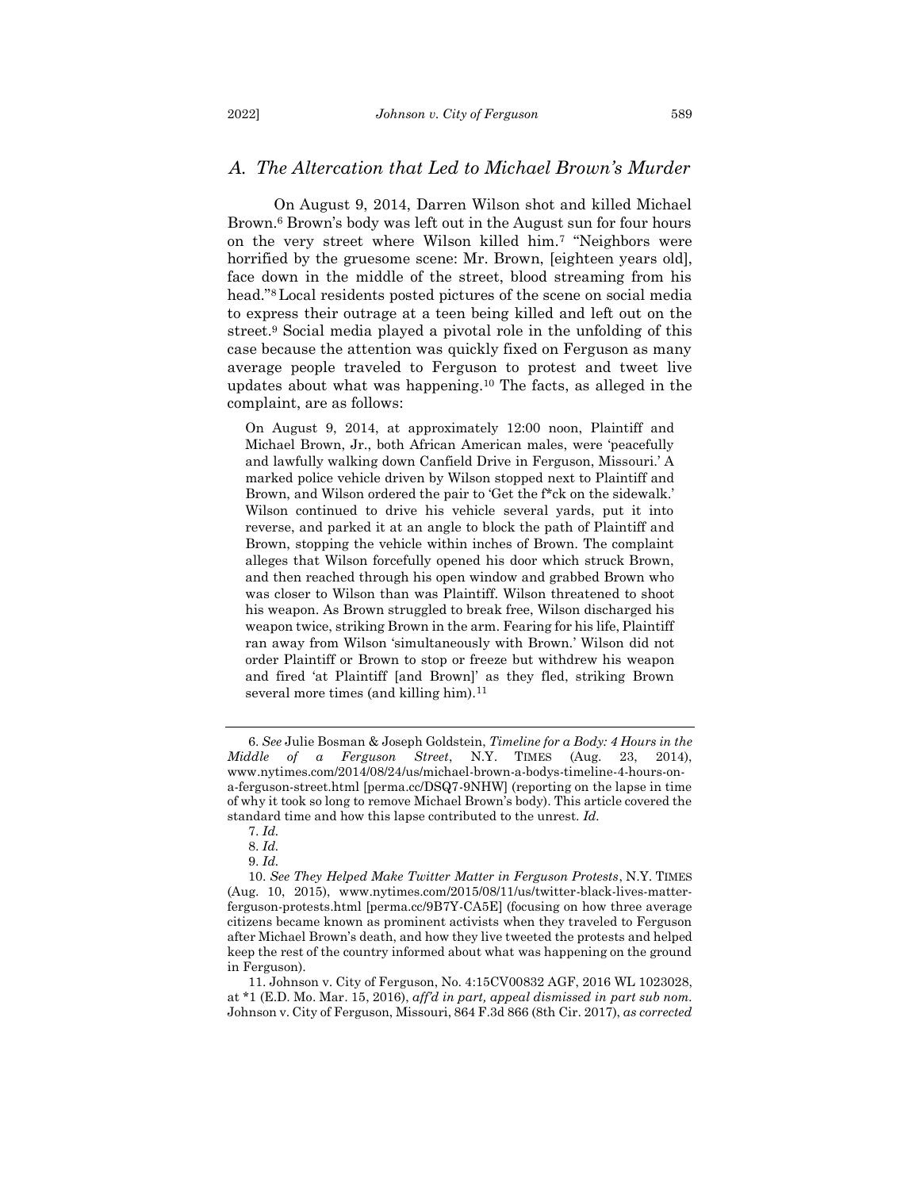### *A. The Altercation that Led to Michael Brown's Murder*

On August 9, 2014, Darren Wilson shot and killed Michael Brown.[6] Brown's body was left out in the August sun for four hours on the very street where Wilson killed him.[7] "Neighbors were horrified by the gruesome scene: Mr. Brown, [eighteen years old], face down in the middle of the street, blood streaming from his head."[8] Local residents posted pictures of the scene on social media to express their outrage at a teen being killed and left out on the street.[9] Social media played a pivotal role in the unfolding of this case because the attention was quickly fixed on Ferguson as many average people traveled to Ferguson to protest and tweet live updates about what was happening.[10] The facts, as alleged in the complaint, are as follows:

> On August 9, 2014, at approximately 12:00 noon, Plaintiff and Michael Brown, Jr., both African American males, were 'peacefully and lawfully walking down Canfield Drive in Ferguson, Missouri.' A marked police vehicle driven by Wilson stopped next to Plaintiff and Brown, and Wilson ordered the pair to 'Get the f*ck on the sidewalk.' Wilson continued to drive his vehicle several yards, put it into reverse, and parked it at an angle to block the path of Plaintiff and Brown, stopping the vehicle within inches of Brown. The complaint alleges that Wilson forcefully opened his door which struck Brown, and then reached through his open window and grabbed Brown who was closer to Wilson than was Plaintiff. Wilson threatened to shoot his weapon. As Brown struggled to break free, Wilson discharged his weapon twice, striking Brown in the arm. Fearing for his life, Plaintiff ran away from Wilson 'simultaneously with Brown.' Wilson did not order Plaintiff or Brown to stop or freeze but withdrew his weapon and fired 'at Plaintiff [and Brown]' as they fled, striking Brown several more times (and killing him).[11]

---

6. *See* Julie Bosman & Joseph Goldstein, *Timeline for a Body: 4 Hours in the Middle of a Ferguson Street*, N.Y. TIMES (Aug. 23, 2014), www.nytimes.com/2014/08/24/us/michael-brown-a-bodys-timeline-4-hours-on-a-ferguson-street.html [perma.cc/DSQ7-9NHW] (reporting on the lapse in time of why it took so long to remove Michael Brown's body). This article covered the standard time and how this lapse contributed to the unrest. *Id.*

7. *Id.*

8. *Id.*

9. *Id.*

10. *See They Helped Make Twitter Matter in Ferguson Protests*, N.Y. TIMES (Aug. 10, 2015), www.nytimes.com/2015/08/11/us/twitter-black-lives-matter-ferguson-protests.html [perma.cc/9B7Y-CA5E] (focusing on how three average citizens became known as prominent activists when they traveled to Ferguson after Michael Brown's death, and how they live tweeted the protests and helped keep the rest of the country informed about what was happening on the ground in Ferguson).

11. Johnson v. City of Ferguson, No. 4:15CV00832 AGF, 2016 WL 1023028, at *1 (E.D. Mo. Mar. 15, 2016), *aff'd in part, appeal dismissed in part sub nom.* Johnson v. City of Ferguson, Missouri, 864 F.3d 866 (8th Cir. 2017), *as corrected*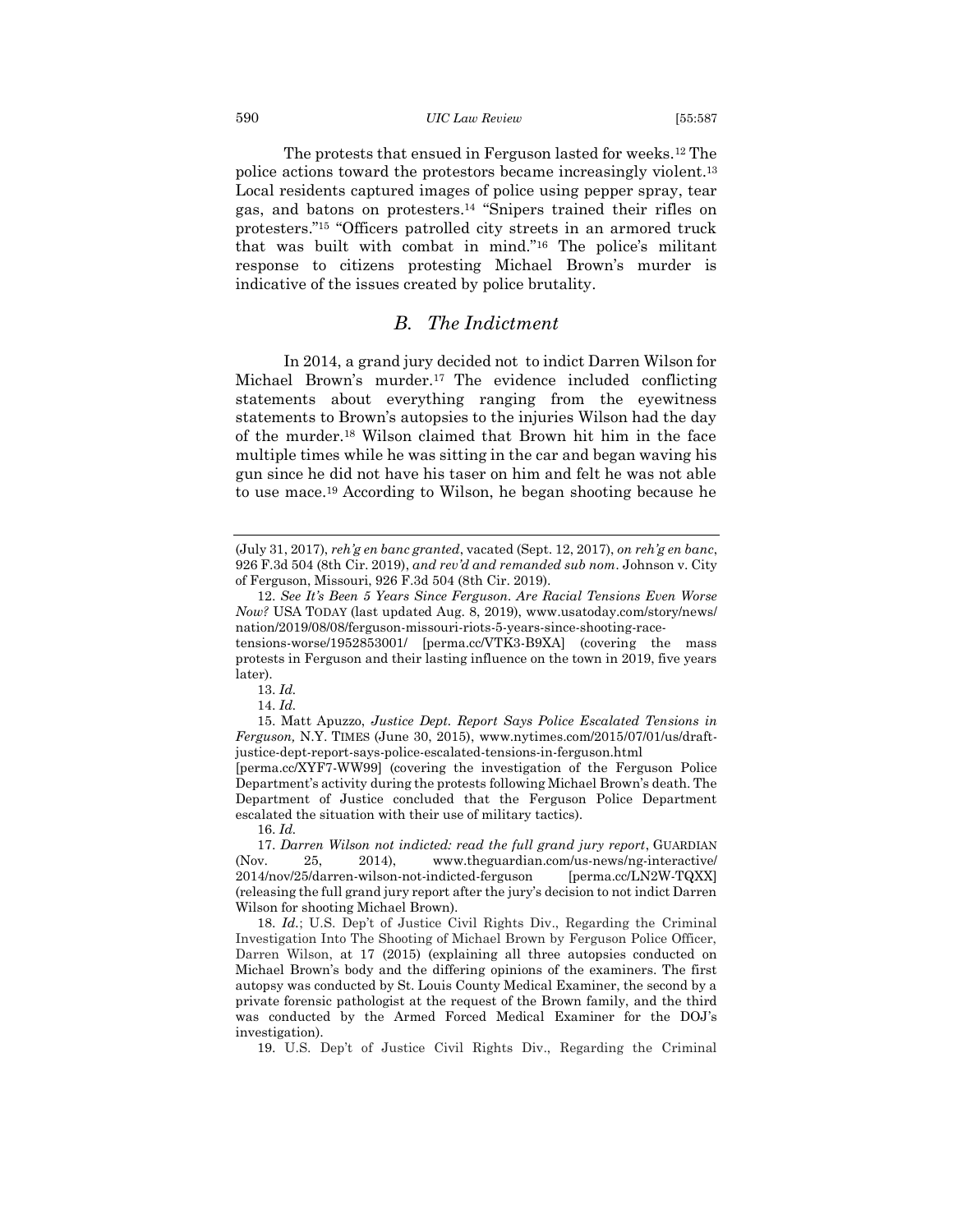The protests that ensued in Ferguson lasted for weeks.[12] The police actions toward the protestors became increasingly violent.[13] Local residents captured images of police using pepper spray, tear gas, and batons on protesters.[14] "Snipers trained their rifles on protesters."[15] "Officers patrolled city streets in an armored truck that was built with combat in mind."[16] The police's militant response to citizens protesting Michael Brown's murder is indicative of the issues created by police brutality.

## *B. The Indictment*

In 2014, a grand jury decided not to indict Darren Wilson for Michael Brown's murder.[17] The evidence included conflicting statements about everything ranging from the eyewitness statements to Brown's autopsies to the injuries Wilson had the day of the murder.[18] Wilson claimed that Brown hit him in the face multiple times while he was sitting in the car and began waving his gun since he did not have his taser on him and felt he was not able to use mace.[19] According to Wilson, he began shooting because he

---

(July 31, 2017), *reh'g en banc granted*, vacated (Sept. 12, 2017), *on reh'g en banc*, 926 F.3d 504 (8th Cir. 2019), *and rev'd and remanded sub nom*. Johnson v. City of Ferguson, Missouri, 926 F.3d 504 (8th Cir. 2019).

12. *See It's Been 5 Years Since Ferguson. Are Racial Tensions Even Worse Now?* USA TODAY (last updated Aug. 8, 2019), www.usatoday.com/story/news/nation/2019/08/08/ferguson-missouri-riots-5-years-since-shooting-race-tensions-worse/1952853001/ [perma.cc/VTK3-B9XA] (covering the mass protests in Ferguson and their lasting influence on the town in 2019, five years later).

13. *Id.*

14. *Id.*

15. Matt Apuzzo, *Justice Dept. Report Says Police Escalated Tensions in Ferguson,* N.Y. TIMES (June 30, 2015), www.nytimes.com/2015/07/01/us/draft-justice-dept-report-says-police-escalated-tensions-in-ferguson.html [perma.cc/XYF7-WW99] (covering the investigation of the Ferguson Police Department's activity during the protests following Michael Brown's death. The Department of Justice concluded that the Ferguson Police Department escalated the situation with their use of military tactics).

16. *Id.*

17. *Darren Wilson not indicted: read the full grand jury report*, GUARDIAN (Nov. 25, 2014), www.theguardian.com/us-news/ng-interactive/2014/nov/25/darren-wilson-not-indicted-ferguson [perma.cc/LN2W-TQXX] (releasing the full grand jury report after the jury's decision to not indict Darren Wilson for shooting Michael Brown).

18. *Id.*; U.S. Dep't of Justice Civil Rights Div., Regarding the Criminal Investigation Into The Shooting of Michael Brown by Ferguson Police Officer, Darren Wilson, at 17 (2015) (explaining all three autopsies conducted on Michael Brown's body and the differing opinions of the examiners. The first autopsy was conducted by St. Louis County Medical Examiner, the second by a private forensic pathologist at the request of the Brown family, and the third was conducted by the Armed Forced Medical Examiner for the DOJ's investigation).

19. U.S. Dep't of Justice Civil Rights Div., Regarding the Criminal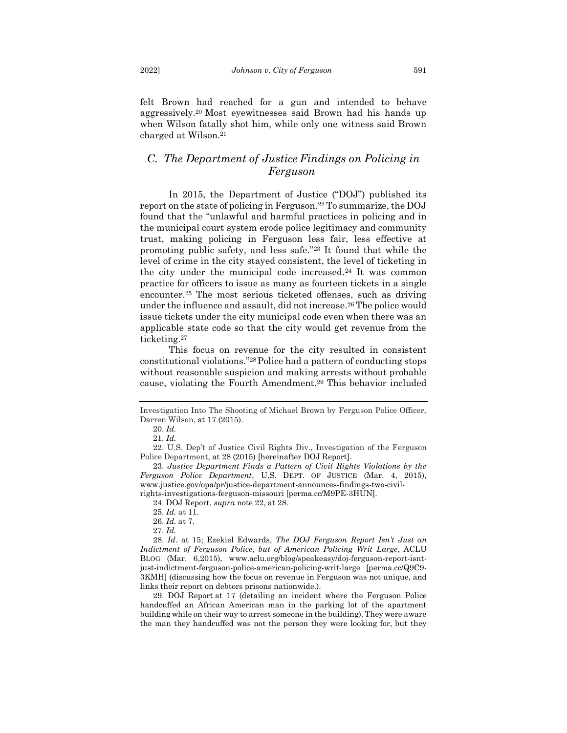felt Brown had reached for a gun and intended to behave aggressively.[20] Most eyewitnesses said Brown had his hands up when Wilson fatally shot him, while only one witness said Brown charged at Wilson.[21]

## *C. The Department of Justice Findings on Policing in Ferguson*

In 2015, the Department of Justice ("DOJ") published its report on the state of policing in Ferguson.[22] To summarize, the DOJ found that the "unlawful and harmful practices in policing and in the municipal court system erode police legitimacy and community trust, making policing in Ferguson less fair, less effective at promoting public safety, and less safe."[23] It found that while the level of crime in the city stayed consistent, the level of ticketing in the city under the municipal code increased.[24] It was common practice for officers to issue as many as fourteen tickets in a single encounter.[25] The most serious ticketed offenses, such as driving under the influence and assault, did not increase.[26] The police would issue tickets under the city municipal code even when there was an applicable state code so that the city would get revenue from the ticketing.[27]

This focus on revenue for the city resulted in consistent constitutional violations."[28] Police had a pattern of conducting stops without reasonable suspicion and making arrests without probable cause, violating the Fourth Amendment.[29] This behavior included

---

Investigation Into The Shooting of Michael Brown by Ferguson Police Officer, Darren Wilson, at 17 (2015).

20. *Id.*

21. *Id.*

22. U.S. Dep't of Justice Civil Rights Div., Investigation of the Ferguson Police Department, at 28 (2015) [hereinafter DOJ Report].

23. *Justice Department Finds a Pattern of Civil Rights Violations by the Ferguson Police Department*, U.S. DEPT. OF JUSTICE (Mar. 4, 2015), www.justice.gov/opa/pr/justice-department-announces-findings-two-civil-rights-investigations-ferguson-missouri [perma.cc/M9PE-3HUN].

24. DOJ Report, *supra* note 22, at 28.

25. *Id.* at 11.

26. *Id.* at 7.

27. *Id.*

28. *Id.* at 15; Ezekiel Edwards, *The DOJ Ferguson Report Isn't Just an Indictment of Ferguson Police, but of American Policing Writ Large*, ACLU BLOG (Mar. 6,2015), www.aclu.org/blog/speakeasy/doj-ferguson-report-isnt-just-indictment-ferguson-police-american-policing-writ-large [perma.cc/Q9C9-3KMH] (discussing how the focus on revenue in Ferguson was not unique, and links their report on debtors prisons nationwide.).

29. DOJ Report at 17 (detailing an incident where the Ferguson Police handcuffed an African American man in the parking lot of the apartment building while on their way to arrest someone in the building). They were aware the man they handcuffed was not the person they were looking for, but they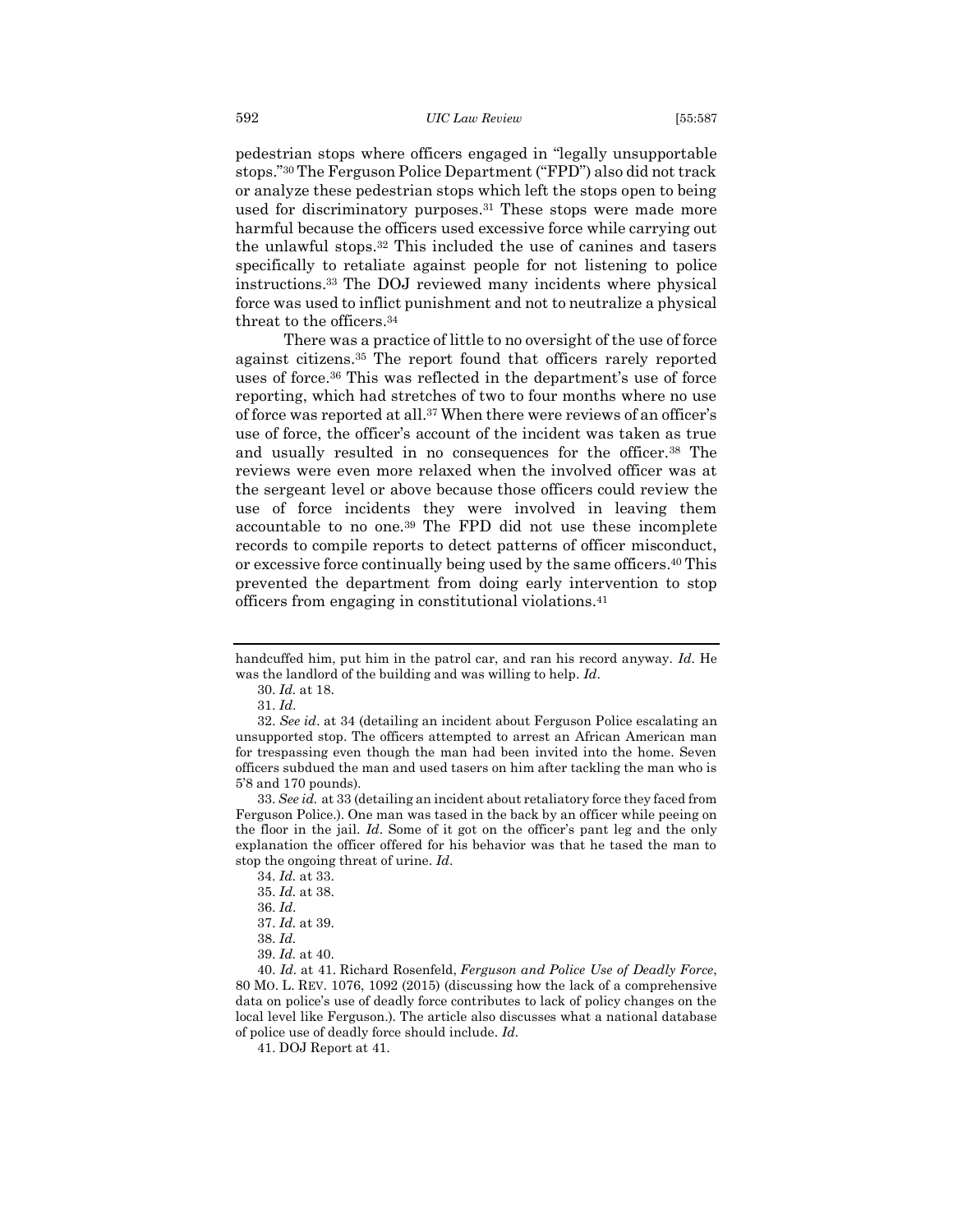pedestrian stops where officers engaged in "legally unsupportable stops."[30] The Ferguson Police Department ("FPD") also did not track or analyze these pedestrian stops which left the stops open to being used for discriminatory purposes.[31] These stops were made more harmful because the officers used excessive force while carrying out the unlawful stops.[32] This included the use of canines and tasers specifically to retaliate against people for not listening to police instructions.[33] The DOJ reviewed many incidents where physical force was used to inflict punishment and not to neutralize a physical threat to the officers.[34]

There was a practice of little to no oversight of the use of force against citizens.[35] The report found that officers rarely reported uses of force.[36] This was reflected in the department's use of force reporting, which had stretches of two to four months where no use of force was reported at all.[37] When there were reviews of an officer's use of force, the officer's account of the incident was taken as true and usually resulted in no consequences for the officer.[38] The reviews were even more relaxed when the involved officer was at the sergeant level or above because those officers could review the use of force incidents they were involved in leaving them accountable to no one.[39] The FPD did not use these incomplete records to compile reports to detect patterns of officer misconduct, or excessive force continually being used by the same officers.[40] This prevented the department from doing early intervention to stop officers from engaging in constitutional violations.[41]

---

handcuffed him, put him in the patrol car, and ran his record anyway. *Id*. He was the landlord of the building and was willing to help. *Id*.

30. *Id.* at 18.

31. *Id*.

32. *See id*. at 34 (detailing an incident about Ferguson Police escalating an unsupported stop. The officers attempted to arrest an African American man for trespassing even though the man had been invited into the home. Seven officers subdued the man and used tasers on him after tackling the man who is 5'8 and 170 pounds).

33. *See id.* at 33 (detailing an incident about retaliatory force they faced from Ferguson Police.). One man was tased in the back by an officer while peeing on the floor in the jail. *Id*. Some of it got on the officer's pant leg and the only explanation the officer offered for his behavior was that he tased the man to stop the ongoing threat of urine. *Id*.

34. *Id.* at 33.

35. *Id.* at 38.

36. *Id*.

37. *Id.* at 39.

38. *Id.*

39. *Id.* at 40.

40. *Id.* at 41. Richard Rosenfeld, *Ferguson and Police Use of Deadly Force*, 80 MO. L. REV. 1076, 1092 (2015) (discussing how the lack of a comprehensive data on police's use of deadly force contributes to lack of policy changes on the local level like Ferguson.). The article also discusses what a national database of police use of deadly force should include. *Id.*

41. DOJ Report at 41.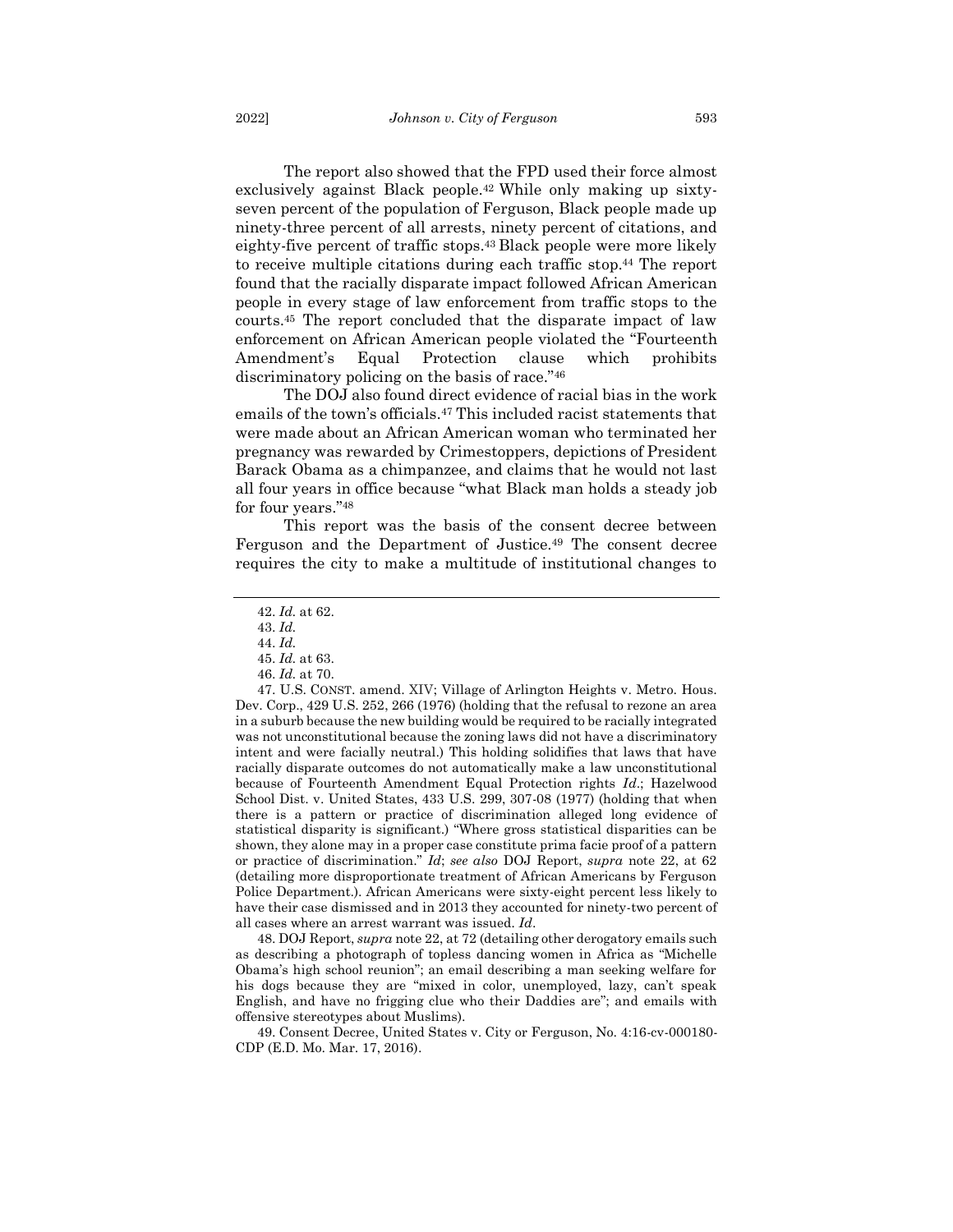The report also showed that the FPD used their force almost exclusively against Black people.[42] While only making up sixty-seven percent of the population of Ferguson, Black people made up ninety-three percent of all arrests, ninety percent of citations, and eighty-five percent of traffic stops.[43] Black people were more likely to receive multiple citations during each traffic stop.[44] The report found that the racially disparate impact followed African American people in every stage of law enforcement from traffic stops to the courts.[45] The report concluded that the disparate impact of law enforcement on African American people violated the "Fourteenth Amendment's Equal Protection clause which prohibits discriminatory policing on the basis of race."[46]

The DOJ also found direct evidence of racial bias in the work emails of the town's officials.[47] This included racist statements that were made about an African American woman who terminated her pregnancy was rewarded by Crimestoppers, depictions of President Barack Obama as a chimpanzee, and claims that he would not last all four years in office because "what Black man holds a steady job for four years."[48]

This report was the basis of the consent decree between Ferguson and the Department of Justice.[49] The consent decree requires the city to make a multitude of institutional changes to

---

42. *Id.* at 62.

43. *Id.*

44. *Id.*

45. *Id.* at 63.

46. *Id.* at 70.

47. U.S. CONST. amend. XIV; Village of Arlington Heights v. Metro. Hous. Dev. Corp., 429 U.S. 252, 266 (1976) (holding that the refusal to rezone an area in a suburb because the new building would be required to be racially integrated was not unconstitutional because the zoning laws did not have a discriminatory intent and were facially neutral.) This holding solidifies that laws that have racially disparate outcomes do not automatically make a law unconstitutional because of Fourteenth Amendment Equal Protection rights *Id*.; Hazelwood School Dist. v. United States, 433 U.S. 299, 307-08 (1977) (holding that when there is a pattern or practice of discrimination alleged long evidence of statistical disparity is significant.) "Where gross statistical disparities can be shown, they alone may in a proper case constitute prima facie proof of a pattern or practice of discrimination." *Id*; *see also* DOJ Report, *supra* note 22, at 62 (detailing more disproportionate treatment of African Americans by Ferguson Police Department.). African Americans were sixty-eight percent less likely to have their case dismissed and in 2013 they accounted for ninety-two percent of all cases where an arrest warrant was issued. *Id*.

48. DOJ Report, *supra* note 22, at 72 (detailing other derogatory emails such as describing a photograph of topless dancing women in Africa as "Michelle Obama's high school reunion"; an email describing a man seeking welfare for his dogs because they are "mixed in color, unemployed, lazy, can't speak English, and have no frigging clue who their Daddies are"; and emails with offensive stereotypes about Muslims).

49. Consent Decree, United States v. City or Ferguson, No. 4:16-cv-000180-CDP (E.D. Mo. Mar. 17, 2016).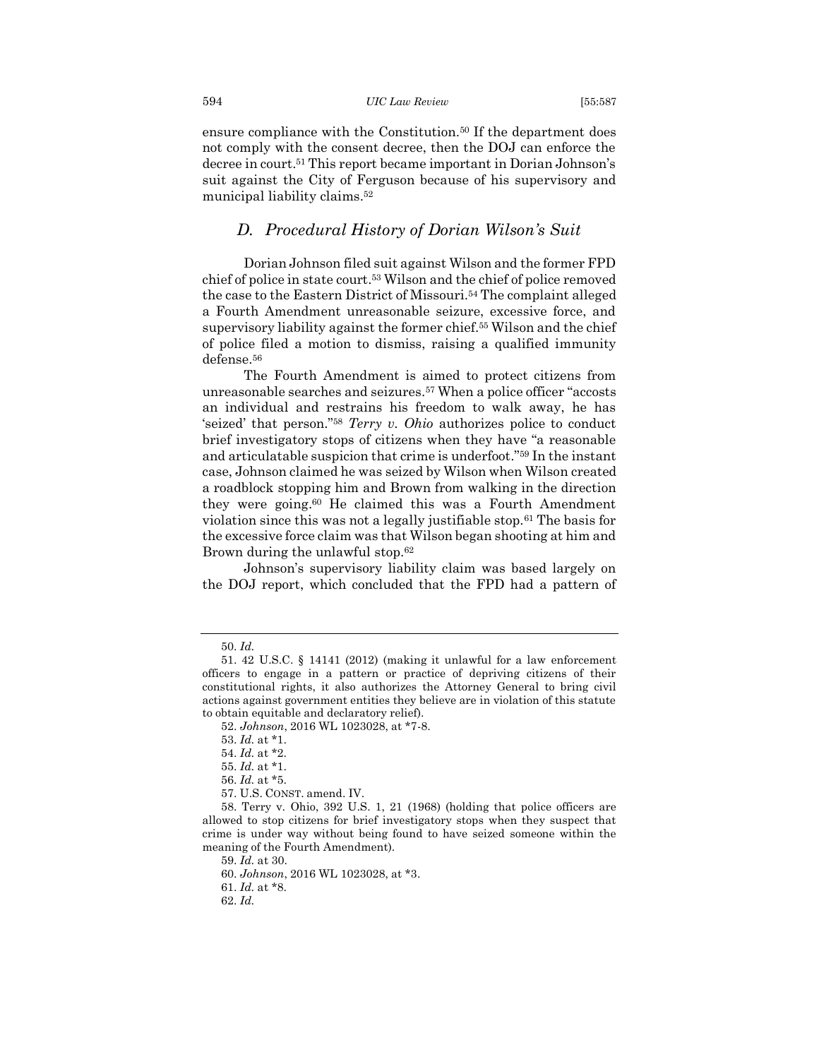ensure compliance with the Constitution.[50] If the department does not comply with the consent decree, then the DOJ can enforce the decree in court.[51] This report became important in Dorian Johnson's suit against the City of Ferguson because of his supervisory and municipal liability claims.[52]

### *D. Procedural History of Dorian Wilson's Suit*

Dorian Johnson filed suit against Wilson and the former FPD chief of police in state court.[53] Wilson and the chief of police removed the case to the Eastern District of Missouri.[54] The complaint alleged a Fourth Amendment unreasonable seizure, excessive force, and supervisory liability against the former chief.[55] Wilson and the chief of police filed a motion to dismiss, raising a qualified immunity defense.[56]

The Fourth Amendment is aimed to protect citizens from unreasonable searches and seizures.[57] When a police officer "accosts an individual and restrains his freedom to walk away, he has 'seized' that person."[58] *Terry v. Ohio* authorizes police to conduct brief investigatory stops of citizens when they have "a reasonable and articulatable suspicion that crime is underfoot."[59] In the instant case, Johnson claimed he was seized by Wilson when Wilson created a roadblock stopping him and Brown from walking in the direction they were going.[60] He claimed this was a Fourth Amendment violation since this was not a legally justifiable stop.[61] The basis for the excessive force claim was that Wilson began shooting at him and Brown during the unlawful stop.[62]

Johnson's supervisory liability claim was based largely on the DOJ report, which concluded that the FPD had a pattern of

---

50. *Id.*

51. 42 U.S.C. § 14141 (2012) (making it unlawful for a law enforcement officers to engage in a pattern or practice of depriving citizens of their constitutional rights, it also authorizes the Attorney General to bring civil actions against government entities they believe are in violation of this statute to obtain equitable and declaratory relief).

52. *Johnson*, 2016 WL 1023028, at *7-8.

53. *Id.* at *1.

54. *Id.* at *2.

55. *Id.* at *1.

56. *Id.* at *5.

57. U.S. CONST. amend. IV.

58. Terry v. Ohio, 392 U.S. 1, 21 (1968) (holding that police officers are allowed to stop citizens for brief investigatory stops when they suspect that crime is under way without being found to have seized someone within the meaning of the Fourth Amendment).

59. *Id.* at 30.

60. *Johnson*, 2016 WL 1023028, at *3.

61. *Id.* at *8.

62. *Id.*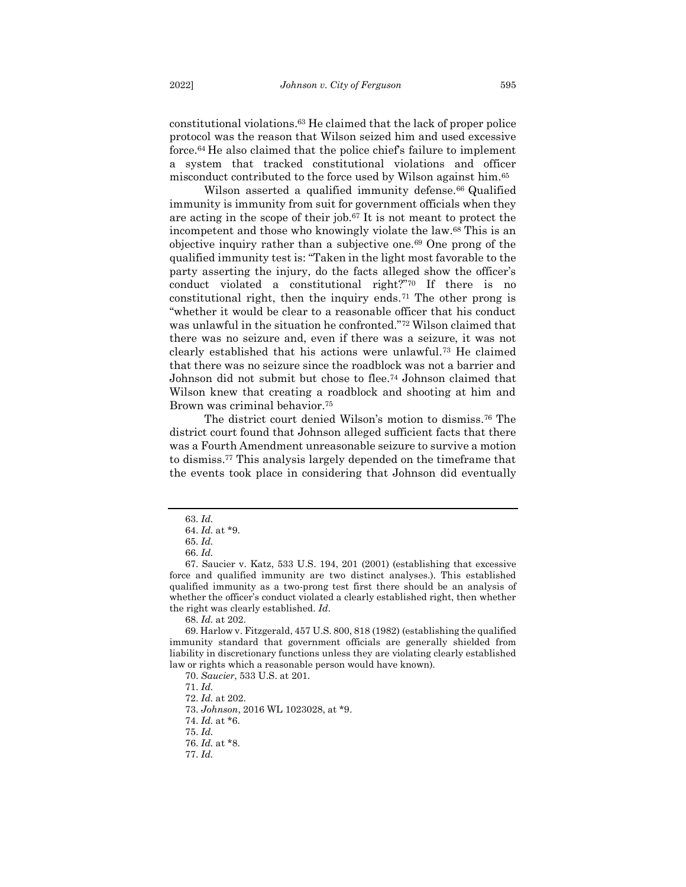constitutional violations.[63] He claimed that the lack of proper police protocol was the reason that Wilson seized him and used excessive force.[64] He also claimed that the police chief's failure to implement a system that tracked constitutional violations and officer misconduct contributed to the force used by Wilson against him.[65]

Wilson asserted a qualified immunity defense.[66] Qualified immunity is immunity from suit for government officials when they are acting in the scope of their job.[67] It is not meant to protect the incompetent and those who knowingly violate the law.[68] This is an objective inquiry rather than a subjective one.[69] One prong of the qualified immunity test is: "Taken in the light most favorable to the party asserting the injury, do the facts alleged show the officer's conduct violated a constitutional right?"[70] If there is no constitutional right, then the inquiry ends.[71] The other prong is "whether it would be clear to a reasonable officer that his conduct was unlawful in the situation he confronted."[72] Wilson claimed that there was no seizure and, even if there was a seizure, it was not clearly established that his actions were unlawful.[73] He claimed that there was no seizure since the roadblock was not a barrier and Johnson did not submit but chose to flee.[74] Johnson claimed that Wilson knew that creating a roadblock and shooting at him and Brown was criminal behavior.[75]

The district court denied Wilson's motion to dismiss.[76] The district court found that Johnson alleged sufficient facts that there was a Fourth Amendment unreasonable seizure to survive a motion to dismiss.[77] This analysis largely depended on the timeframe that the events took place in considering that Johnson did eventually

---

63. *Id.*

64. *Id.* at *9.

65. *Id.*

66. *Id.*

67. Saucier v. Katz, 533 U.S. 194, 201 (2001) (establishing that excessive force and qualified immunity are two distinct analyses.). This established qualified immunity as a two-prong test first there should be an analysis of whether the officer's conduct violated a clearly established right, then whether the right was clearly established. *Id*.

68. *Id.* at 202.

69. Harlow v. Fitzgerald, 457 U.S. 800, 818 (1982) (establishing the qualified immunity standard that government officials are generally shielded from liability in discretionary functions unless they are violating clearly established law or rights which a reasonable person would have known).

70. *Saucier*, 533 U.S. at 201.

71. *Id.*

72. *Id.* at 202.

73. *Johnson*, 2016 WL 1023028, at *9.

74. *Id.* at *6.

75. *Id.*

76. *Id.* at *8.

77. *Id.*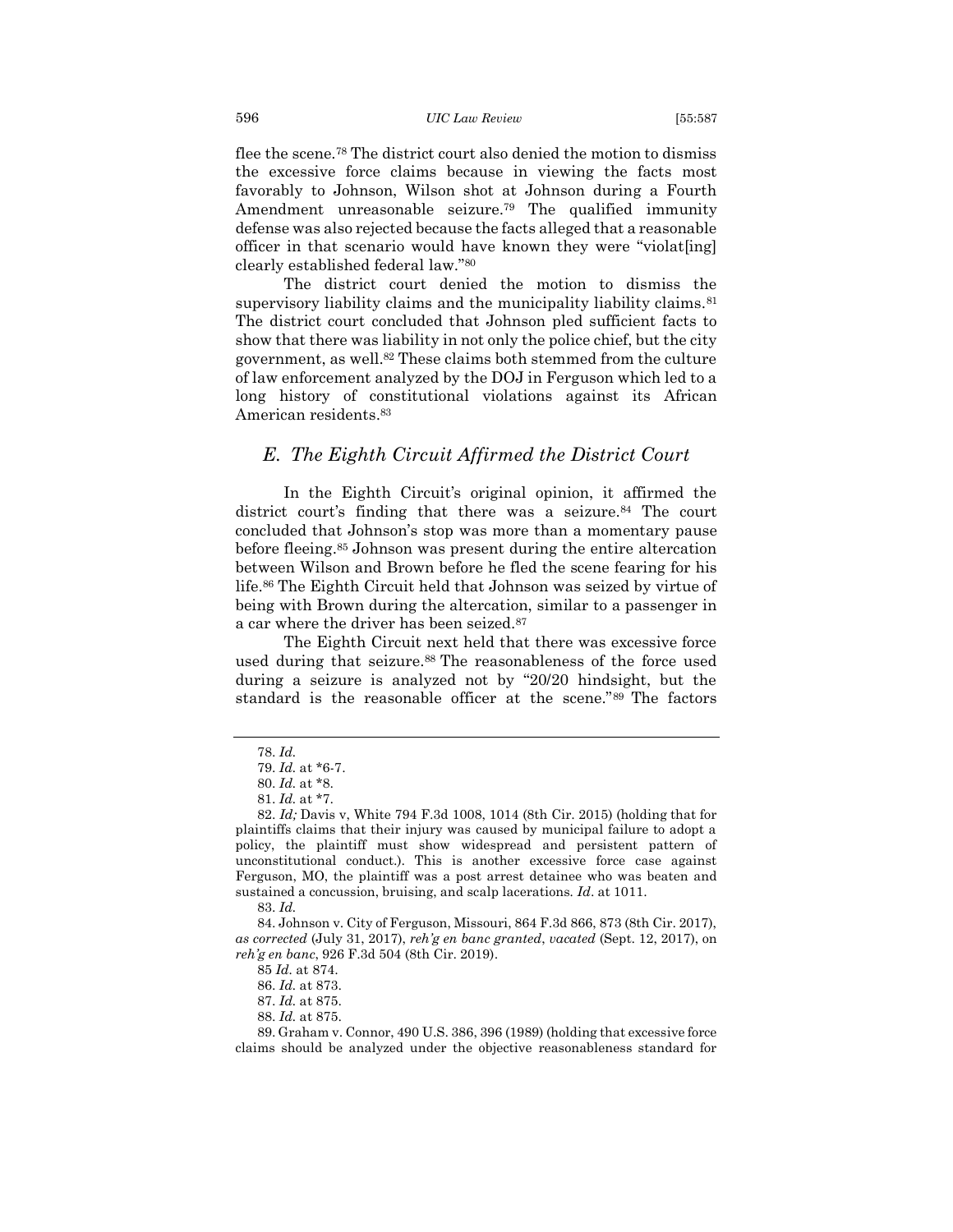flee the scene.[78] The district court also denied the motion to dismiss the excessive force claims because in viewing the facts most favorably to Johnson, Wilson shot at Johnson during a Fourth Amendment unreasonable seizure.[79] The qualified immunity defense was also rejected because the facts alleged that a reasonable officer in that scenario would have known they were "violat[ing] clearly established federal law."[80]

The district court denied the motion to dismiss the supervisory liability claims and the municipality liability claims.[81] The district court concluded that Johnson pled sufficient facts to show that there was liability in not only the police chief, but the city government, as well.[82] These claims both stemmed from the culture of law enforcement analyzed by the DOJ in Ferguson which led to a long history of constitutional violations against its African American residents.[83]

## *E. The Eighth Circuit Affirmed the District Court*

In the Eighth Circuit's original opinion, it affirmed the district court's finding that there was a seizure.[84] The court concluded that Johnson's stop was more than a momentary pause before fleeing.[85] Johnson was present during the entire altercation between Wilson and Brown before he fled the scene fearing for his life.[86] The Eighth Circuit held that Johnson was seized by virtue of being with Brown during the altercation, similar to a passenger in a car where the driver has been seized.[87]

The Eighth Circuit next held that there was excessive force used during that seizure.[88] The reasonableness of the force used during a seizure is analyzed not by "20/20 hindsight, but the standard is the reasonable officer at the scene."[89] The factors

---

78. *Id.*

79. *Id.* at \*6-7.

80. *Id.* at \*8.

81. *Id.* at \*7.

82. *Id;* Davis v, White 794 F.3d 1008, 1014 (8th Cir. 2015) (holding that for plaintiffs claims that their injury was caused by municipal failure to adopt a policy, the plaintiff must show widespread and persistent pattern of unconstitutional conduct.). This is another excessive force case against Ferguson, MO, the plaintiff was a post arrest detainee who was beaten and sustained a concussion, bruising, and scalp lacerations. *Id*. at 1011.

83. *Id.*

84. Johnson v. City of Ferguson, Missouri, 864 F.3d 866, 873 (8th Cir. 2017), *as corrected* (July 31, 2017), *reh'g en banc granted*, *vacated* (Sept. 12, 2017), on *reh'g en banc*, 926 F.3d 504 (8th Cir. 2019).

85 *Id.* at 874.

86. *Id.* at 873.

87. *Id.* at 875.

88. *Id.* at 875.

89. Graham v. Connor, 490 U.S. 386, 396 (1989) (holding that excessive force claims should be analyzed under the objective reasonableness standard for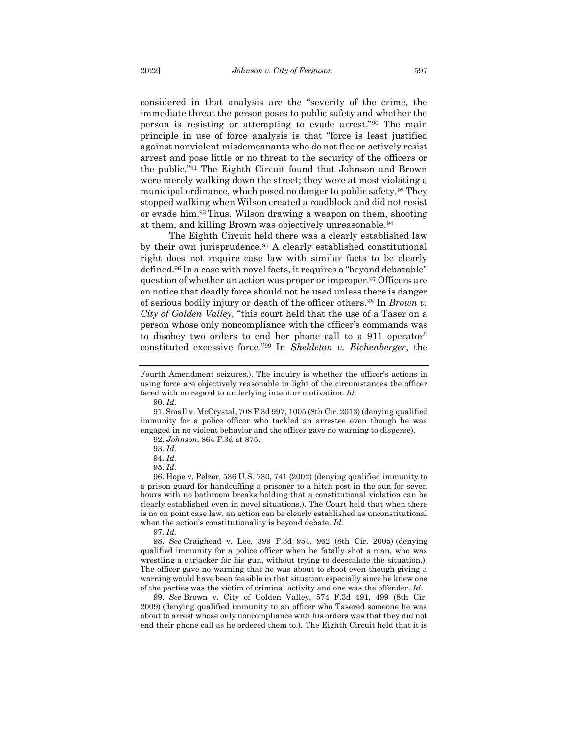considered in that analysis are the "severity of the crime, the immediate threat the person poses to public safety and whether the person is resisting or attempting to evade arrest."[90] The main principle in use of force analysis is that "force is least justified against nonviolent misdemeanants who do not flee or actively resist arrest and pose little or no threat to the security of the officers or the public."[91] The Eighth Circuit found that Johnson and Brown were merely walking down the street; they were at most violating a municipal ordinance, which posed no danger to public safety.[92] They stopped walking when Wilson created a roadblock and did not resist or evade him.[93] Thus, Wilson drawing a weapon on them, shooting at them, and killing Brown was objectively unreasonable.[94]

The Eighth Circuit held there was a clearly established law by their own jurisprudence.[95] A clearly established constitutional right does not require case law with similar facts to be clearly defined.[96] In a case with novel facts, it requires a "beyond debatable" question of whether an action was proper or improper.[97] Officers are on notice that deadly force should not be used unless there is danger of serious bodily injury or death of the officer others.[98] In *Brown v. City of Golden Valley,* "this court held that the use of a Taser on a person whose only noncompliance with the officer's commands was to disobey two orders to end her phone call to a 911 operator" constituted excessive force."[99] In *Shekleton v. Eichenberger*, the

---

Fourth Amendment seizures.). The inquiry is whether the officer's actions in using force are objectively reasonable in light of the circumstances the officer faced with no regard to underlying intent or motivation. *Id.*

90. *Id.*

91. Small v. McCrystal, 708 F.3d 997, 1005 (8th Cir. 2013) (denying qualified immunity for a police officer who tackled an arrestee even though he was engaged in no violent behavior and the officer gave no warning to disperse).

92. *Johnson*, 864 F.3d at 875.

93. *Id.*

94. *Id.*

95. *Id.*

96. Hope v. Pelzer, 536 U.S. 730, 741 (2002) (denying qualified immunity to a prison guard for handcuffing a prisoner to a hitch post in the sun for seven hours with no bathroom breaks holding that a constitutional violation can be clearly established even in novel situations.). The Court held that when there is no on point case law, an action can be clearly established as unconstitutional when the action's constitutionality is beyond debate. *Id.*

97. *Id.*

98. *See* Craighead v. Lee, 399 F.3d 954, 962 (8th Cir. 2005) (denying qualified immunity for a police officer when he fatally shot a man, who was wrestling a carjacker for his gun, without trying to deescalate the situation.). The officer gave no warning that he was about to shoot even though giving a warning would have been feasible in that situation especially since he knew one of the parties was the victim of criminal activity and one was the offender. *Id*.

99. *See* Brown v. City of Golden Valley, 574 F.3d 491, 499 (8th Cir. 2009) (denying qualified immunity to an officer who Tasered someone he was about to arrest whose only noncompliance with his orders was that they did not end their phone call as he ordered them to.). The Eighth Circuit held that it is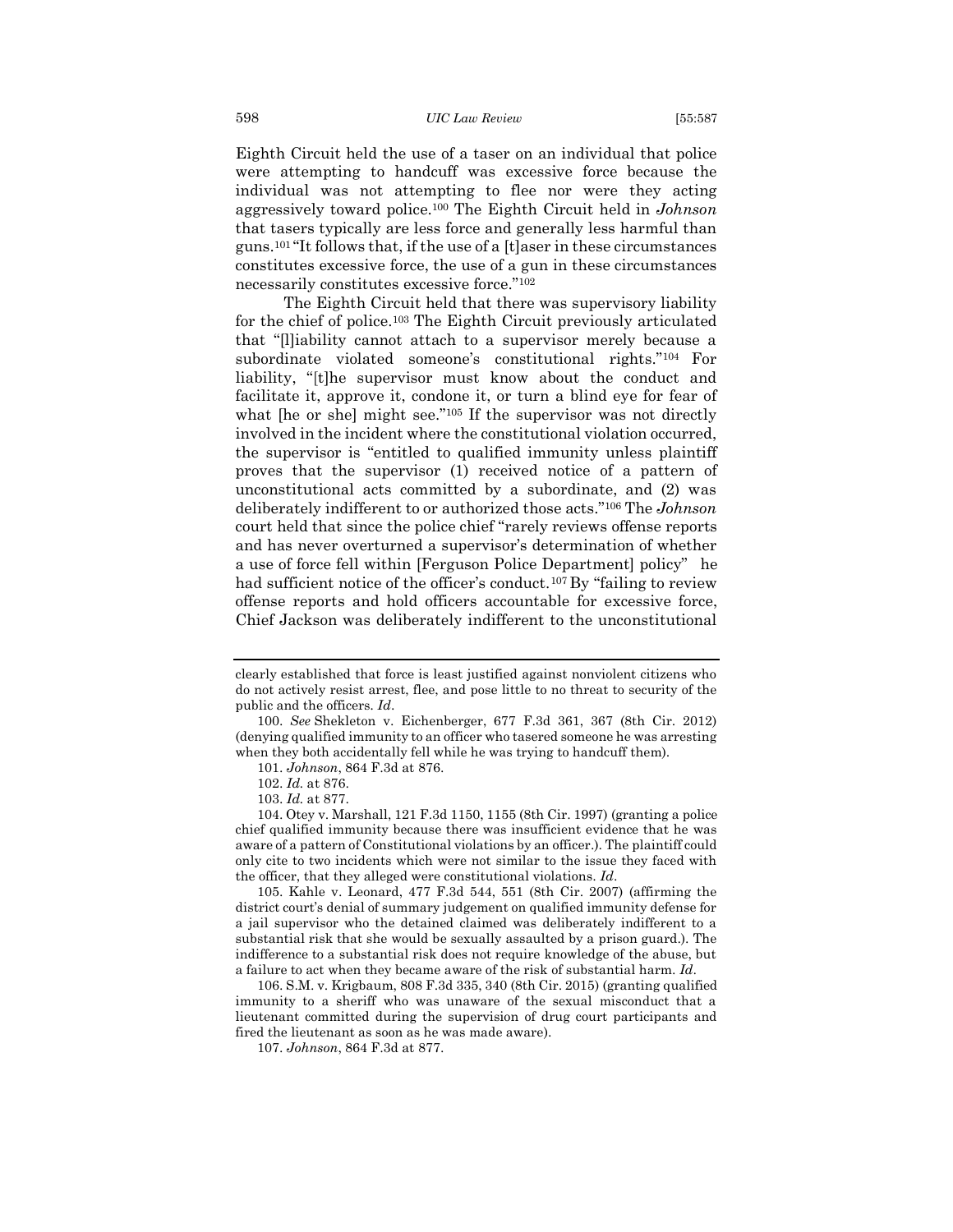Eighth Circuit held the use of a taser on an individual that police were attempting to handcuff was excessive force because the individual was not attempting to flee nor were they acting aggressively toward police.[100] The Eighth Circuit held in *Johnson* that tasers typically are less force and generally less harmful than guns.[101] "It follows that, if the use of a [t]aser in these circumstances constitutes excessive force, the use of a gun in these circumstances necessarily constitutes excessive force."[102]

The Eighth Circuit held that there was supervisory liability for the chief of police.[103] The Eighth Circuit previously articulated that "[l]iability cannot attach to a supervisor merely because a subordinate violated someone's constitutional rights."[104] For liability, "[t]he supervisor must know about the conduct and facilitate it, approve it, condone it, or turn a blind eye for fear of what [he or she] might see."[105] If the supervisor was not directly involved in the incident where the constitutional violation occurred, the supervisor is "entitled to qualified immunity unless plaintiff proves that the supervisor (1) received notice of a pattern of unconstitutional acts committed by a subordinate, and (2) was deliberately indifferent to or authorized those acts."[106] The *Johnson* court held that since the police chief "rarely reviews offense reports and has never overturned a supervisor's determination of whether a use of force fell within [Ferguson Police Department] policy" he had sufficient notice of the officer's conduct.[107] By "failing to review offense reports and hold officers accountable for excessive force, Chief Jackson was deliberately indifferent to the unconstitutional

---

clearly established that force is least justified against nonviolent citizens who do not actively resist arrest, flee, and pose little to no threat to security of the public and the officers. *Id*.

100. *See* Shekleton v. Eichenberger, 677 F.3d 361, 367 (8th Cir. 2012) (denying qualified immunity to an officer who tasered someone he was arresting when they both accidentally fell while he was trying to handcuff them).

101. *Johnson*, 864 F.3d at 876.

102. *Id.* at 876.

103. *Id.* at 877.

104. Otey v. Marshall, 121 F.3d 1150, 1155 (8th Cir. 1997) (granting a police chief qualified immunity because there was insufficient evidence that he was aware of a pattern of Constitutional violations by an officer.). The plaintiff could only cite to two incidents which were not similar to the issue they faced with the officer, that they alleged were constitutional violations. *Id*.

105. Kahle v. Leonard, 477 F.3d 544, 551 (8th Cir. 2007) (affirming the district court's denial of summary judgement on qualified immunity defense for a jail supervisor who the detained claimed was deliberately indifferent to a substantial risk that she would be sexually assaulted by a prison guard.). The indifference to a substantial risk does not require knowledge of the abuse, but a failure to act when they became aware of the risk of substantial harm. *Id*.

106. S.M. v. Krigbaum, 808 F.3d 335, 340 (8th Cir. 2015) (granting qualified immunity to a sheriff who was unaware of the sexual misconduct that a lieutenant committed during the supervision of drug court participants and fired the lieutenant as soon as he was made aware).

107. *Johnson*, 864 F.3d at 877.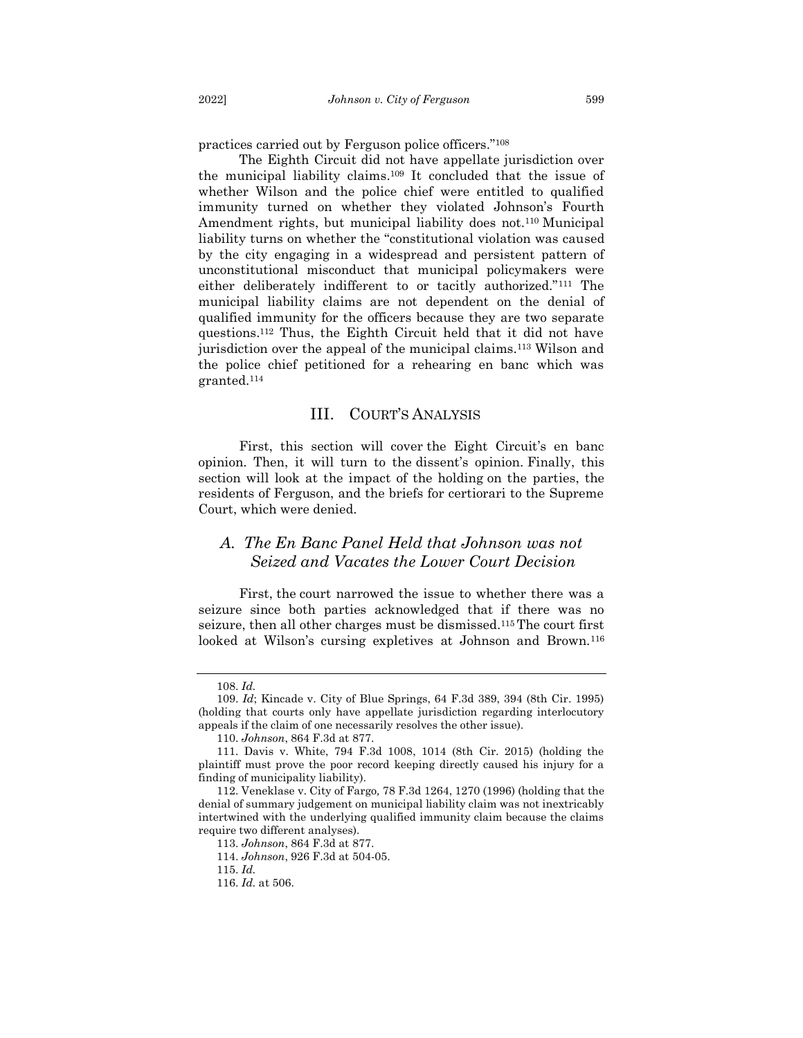practices carried out by Ferguson police officers."[108]

The Eighth Circuit did not have appellate jurisdiction over the municipal liability claims.[109] It concluded that the issue of whether Wilson and the police chief were entitled to qualified immunity turned on whether they violated Johnson's Fourth Amendment rights, but municipal liability does not.[110] Municipal liability turns on whether the "constitutional violation was caused by the city engaging in a widespread and persistent pattern of unconstitutional misconduct that municipal policymakers were either deliberately indifferent to or tacitly authorized."[111] The municipal liability claims are not dependent on the denial of qualified immunity for the officers because they are two separate questions.[112] Thus, the Eighth Circuit held that it did not have jurisdiction over the appeal of the municipal claims.[113] Wilson and the police chief petitioned for a rehearing en banc which was granted.[114]

## III. COURT'S ANALYSIS

First, this section will cover the Eight Circuit's en banc opinion. Then, it will turn to the dissent's opinion. Finally, this section will look at the impact of the holding on the parties, the residents of Ferguson, and the briefs for certiorari to the Supreme Court, which were denied.

### *A. The En Banc Panel Held that Johnson was not Seized and Vacates the Lower Court Decision*

First, the court narrowed the issue to whether there was a seizure since both parties acknowledged that if there was no seizure, then all other charges must be dismissed.[115] The court first looked at Wilson's cursing expletives at Johnson and Brown.[116]

---

108. *Id.*

109. *Id*; Kincade v. City of Blue Springs, 64 F.3d 389, 394 (8th Cir. 1995) (holding that courts only have appellate jurisdiction regarding interlocutory appeals if the claim of one necessarily resolves the other issue).

110. *Johnson*, 864 F.3d at 877.

111. Davis v. White, 794 F.3d 1008, 1014 (8th Cir. 2015) (holding the plaintiff must prove the poor record keeping directly caused his injury for a finding of municipality liability).

112. Veneklase v. City of Fargo*,* 78 F.3d 1264, 1270 (1996) (holding that the denial of summary judgement on municipal liability claim was not inextricably intertwined with the underlying qualified immunity claim because the claims require two different analyses).

113. *Johnson*, 864 F.3d at 877.

114. *Johnson*, 926 F.3d at 504-05.

115. *Id.*

116. *Id.* at 506.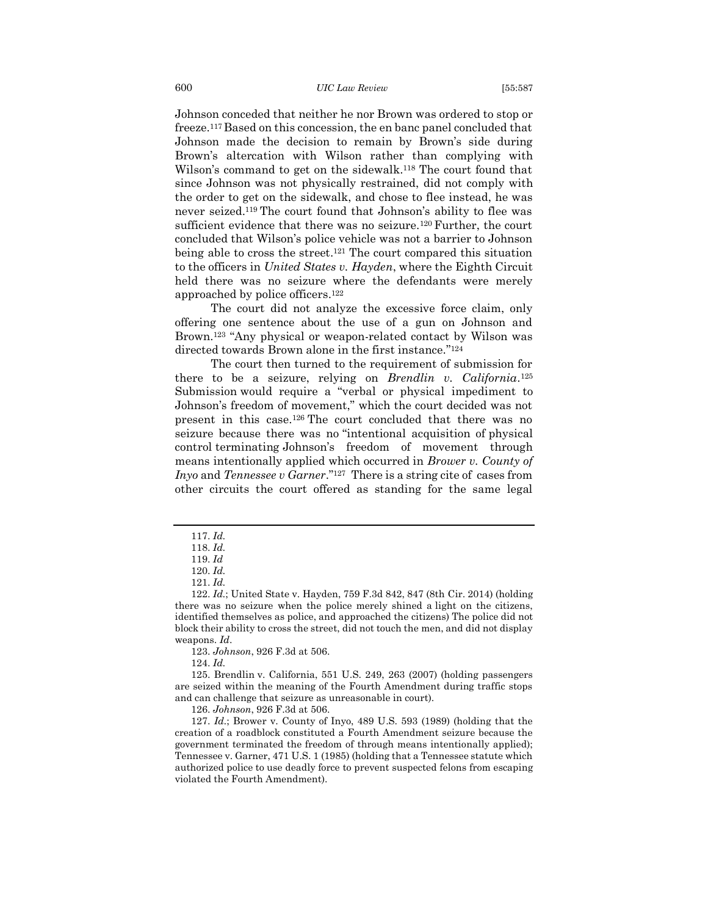Johnson conceded that neither he nor Brown was ordered to stop or freeze.[117] Based on this concession, the en banc panel concluded that Johnson made the decision to remain by Brown's side during Brown's altercation with Wilson rather than complying with Wilson's command to get on the sidewalk.[118] The court found that since Johnson was not physically restrained, did not comply with the order to get on the sidewalk, and chose to flee instead, he was never seized.[119] The court found that Johnson's ability to flee was sufficient evidence that there was no seizure.[120] Further, the court concluded that Wilson's police vehicle was not a barrier to Johnson being able to cross the street.[121] The court compared this situation to the officers in *United States v. Hayden*, where the Eighth Circuit held there was no seizure where the defendants were merely approached by police officers.[122]

The court did not analyze the excessive force claim, only offering one sentence about the use of a gun on Johnson and Brown.[123] "Any physical or weapon-related contact by Wilson was directed towards Brown alone in the first instance."[124]

The court then turned to the requirement of submission for there to be a seizure, relying on *Brendlin v. California*.[125] Submission would require a "verbal or physical impediment to Johnson's freedom of movement," which the court decided was not present in this case.[126] The court concluded that there was no seizure because there was no "intentional acquisition of physical control terminating Johnson's freedom of movement through means intentionally applied which occurred in *Brower v. County of Inyo* and *Tennessee v Garner*."[127] There is a string cite of cases from other circuits the court offered as standing for the same legal

---

117. *Id.*

118. *Id.*

119. *Id*

120. *Id.*

121. *Id.*

122. *Id.*; United State v. Hayden, 759 F.3d 842, 847 (8th Cir. 2014) (holding there was no seizure when the police merely shined a light on the citizens, identified themselves as police, and approached the citizens) The police did not block their ability to cross the street, did not touch the men, and did not display weapons. *Id*.

123. *Johnson*, 926 F.3d at 506.

124. *Id.*

125. Brendlin v. California, 551 U.S. 249, 263 (2007) (holding passengers are seized within the meaning of the Fourth Amendment during traffic stops and can challenge that seizure as unreasonable in court).

126. *Johnson*, 926 F.3d at 506.

127. *Id.*; Brower v. County of Inyo, 489 U.S. 593 (1989) (holding that the creation of a roadblock constituted a Fourth Amendment seizure because the government terminated the freedom of through means intentionally applied); Tennessee v. Garner, 471 U.S. 1 (1985) (holding that a Tennessee statute which authorized police to use deadly force to prevent suspected felons from escaping violated the Fourth Amendment).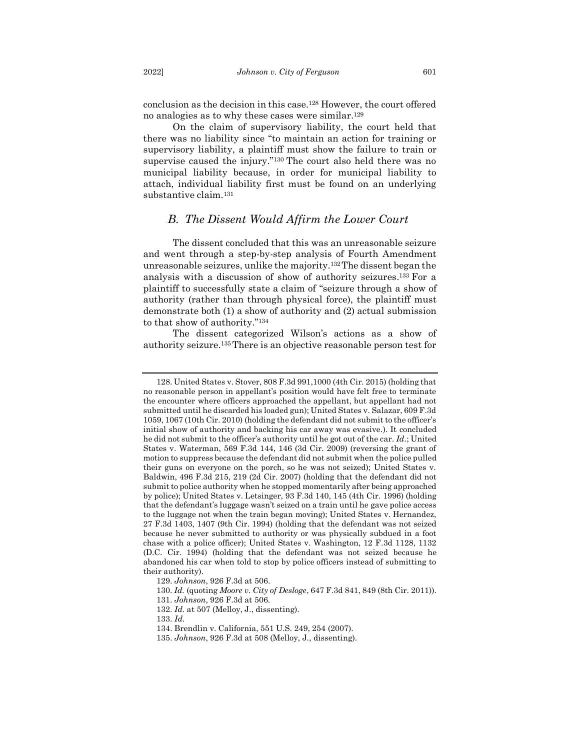conclusion as the decision in this case.[128] However, the court offered no analogies as to why these cases were similar.[129]

On the claim of supervisory liability, the court held that there was no liability since "to maintain an action for training or supervisory liability, a plaintiff must show the failure to train or supervise caused the injury."[130] The court also held there was no municipal liability because, in order for municipal liability to attach, individual liability first must be found on an underlying substantive claim.[131]

## *B. The Dissent Would Affirm the Lower Court*

The dissent concluded that this was an unreasonable seizure and went through a step-by-step analysis of Fourth Amendment unreasonable seizures, unlike the majority.[132] The dissent began the analysis with a discussion of show of authority seizures.[133] For a plaintiff to successfully state a claim of "seizure through a show of authority (rather than through physical force), the plaintiff must demonstrate both (1) a show of authority and (2) actual submission to that show of authority."[134]

The dissent categorized Wilson's actions as a show of authority seizure.[135] There is an objective reasonable person test for

---

128. United States v. Stover, 808 F.3d 991,1000 (4th Cir. 2015) (holding that no reasonable person in appellant's position would have felt free to terminate the encounter where officers approached the appellant, but appellant had not submitted until he discarded his loaded gun); United States v. Salazar, 609 F.3d 1059, 1067 (10th Cir. 2010) (holding the defendant did not submit to the officer's initial show of authority and backing his car away was evasive.). It concluded he did not submit to the officer's authority until he got out of the car. *Id*.; United States v. Waterman, 569 F.3d 144, 146 (3d Cir. 2009) (reversing the grant of motion to suppress because the defendant did not submit when the police pulled their guns on everyone on the porch, so he was not seized); United States v. Baldwin, 496 F.3d 215, 219 (2d Cir. 2007) (holding that the defendant did not submit to police authority when he stopped momentarily after being approached by police); United States v. Letsinger, 93 F.3d 140, 145 (4th Cir. 1996) (holding that the defendant's luggage wasn't seized on a train until he gave police access to the luggage not when the train began moving); United States v. Hernandez, 27 F.3d 1403, 1407 (9th Cir. 1994) (holding that the defendant was not seized because he never submitted to authority or was physically subdued in a foot chase with a police officer); United States v. Washington, 12 F.3d 1128, 1132 (D.C. Cir. 1994) (holding that the defendant was not seized because he abandoned his car when told to stop by police officers instead of submitting to their authority).

129. *Johnson*, 926 F.3d at 506.

130. *Id.* (quoting *Moore v. City of Desloge*, 647 F.3d 841, 849 (8th Cir. 2011)).

131. *Johnson*, 926 F.3d at 506.

132. *Id.* at 507 (Melloy, J., dissenting).

133. *Id.*

134. Brendlin v. California, 551 U.S. 249, 254 (2007).

135. *Johnson*, 926 F.3d at 508 (Melloy, J., dissenting).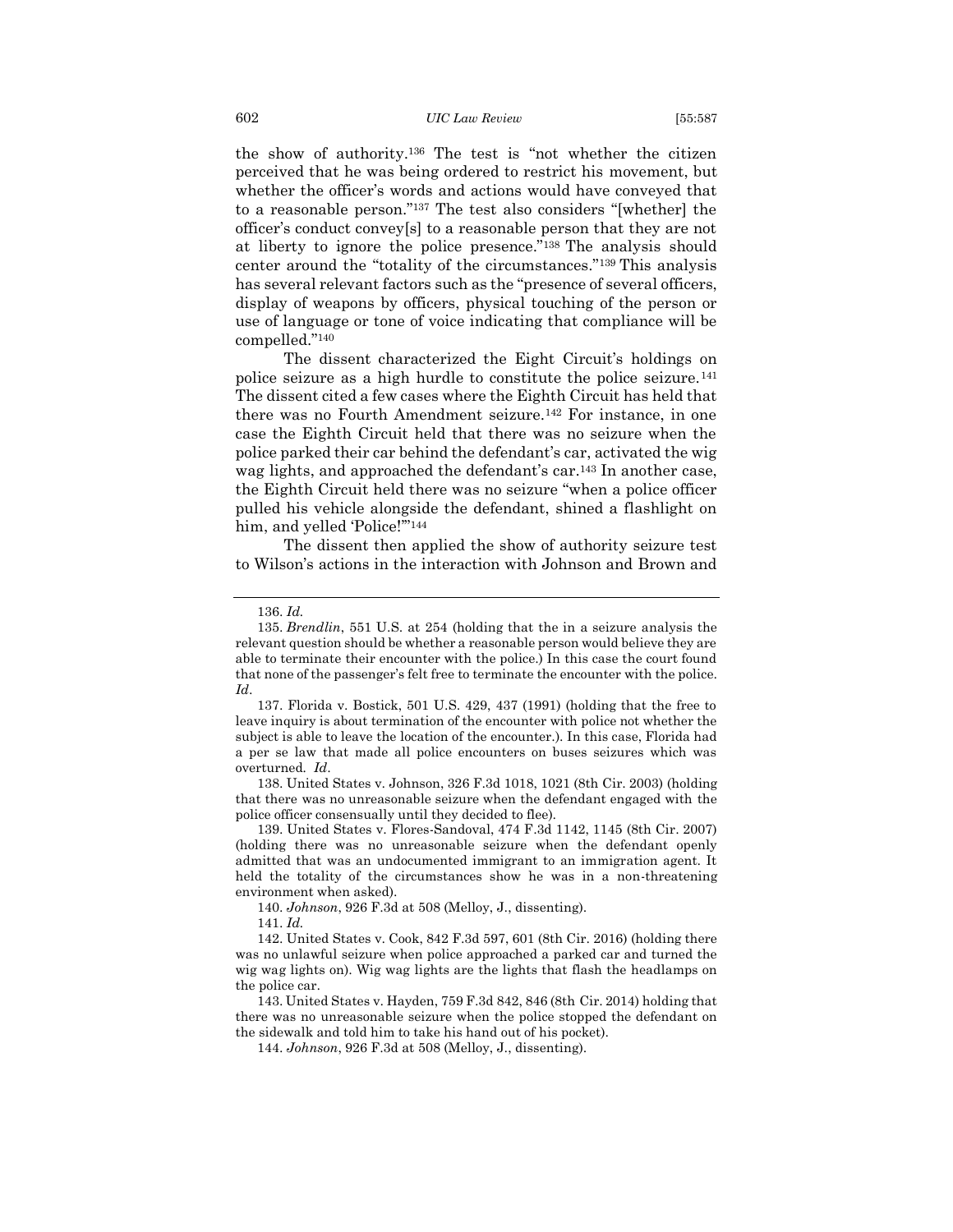the show of authority.[136] The test is "not whether the citizen perceived that he was being ordered to restrict his movement, but whether the officer's words and actions would have conveyed that to a reasonable person."[137] The test also considers "[whether] the officer's conduct convey[s] to a reasonable person that they are not at liberty to ignore the police presence."[138] The analysis should center around the "totality of the circumstances."[139] This analysis has several relevant factors such as the "presence of several officers, display of weapons by officers, physical touching of the person or use of language or tone of voice indicating that compliance will be compelled."[140]

The dissent characterized the Eight Circuit's holdings on police seizure as a high hurdle to constitute the police seizure.[141] The dissent cited a few cases where the Eighth Circuit has held that there was no Fourth Amendment seizure.[142] For instance, in one case the Eighth Circuit held that there was no seizure when the police parked their car behind the defendant's car, activated the wig wag lights, and approached the defendant's car.[143] In another case, the Eighth Circuit held there was no seizure "when a police officer pulled his vehicle alongside the defendant, shined a flashlight on him, and yelled 'Police!'"[144]

The dissent then applied the show of authority seizure test to Wilson's actions in the interaction with Johnson and Brown and

---

136. *Id.*

135. *Brendlin*, 551 U.S. at 254 (holding that the in a seizure analysis the relevant question should be whether a reasonable person would believe they are able to terminate their encounter with the police.) In this case the court found that none of the passenger's felt free to terminate the encounter with the police. *Id*.

137. Florida v. Bostick, 501 U.S. 429, 437 (1991) (holding that the free to leave inquiry is about termination of the encounter with police not whether the subject is able to leave the location of the encounter.). In this case, Florida had a per se law that made all police encounters on buses seizures which was overturned. *Id*.

138. United States v. Johnson, 326 F.3d 1018, 1021 (8th Cir. 2003) (holding that there was no unreasonable seizure when the defendant engaged with the police officer consensually until they decided to flee).

139. United States v. Flores-Sandoval, 474 F.3d 1142, 1145 (8th Cir. 2007) (holding there was no unreasonable seizure when the defendant openly admitted that was an undocumented immigrant to an immigration agent. It held the totality of the circumstances show he was in a non-threatening environment when asked).

140. *Johnson*, 926 F.3d at 508 (Melloy, J., dissenting).

141. *Id.*

142. United States v. Cook, 842 F.3d 597, 601 (8th Cir. 2016) (holding there was no unlawful seizure when police approached a parked car and turned the wig wag lights on). Wig wag lights are the lights that flash the headlamps on the police car.

143. United States v. Hayden, 759 F.3d 842, 846 (8th Cir. 2014) holding that there was no unreasonable seizure when the police stopped the defendant on the sidewalk and told him to take his hand out of his pocket).

144. *Johnson*, 926 F.3d at 508 (Melloy, J., dissenting).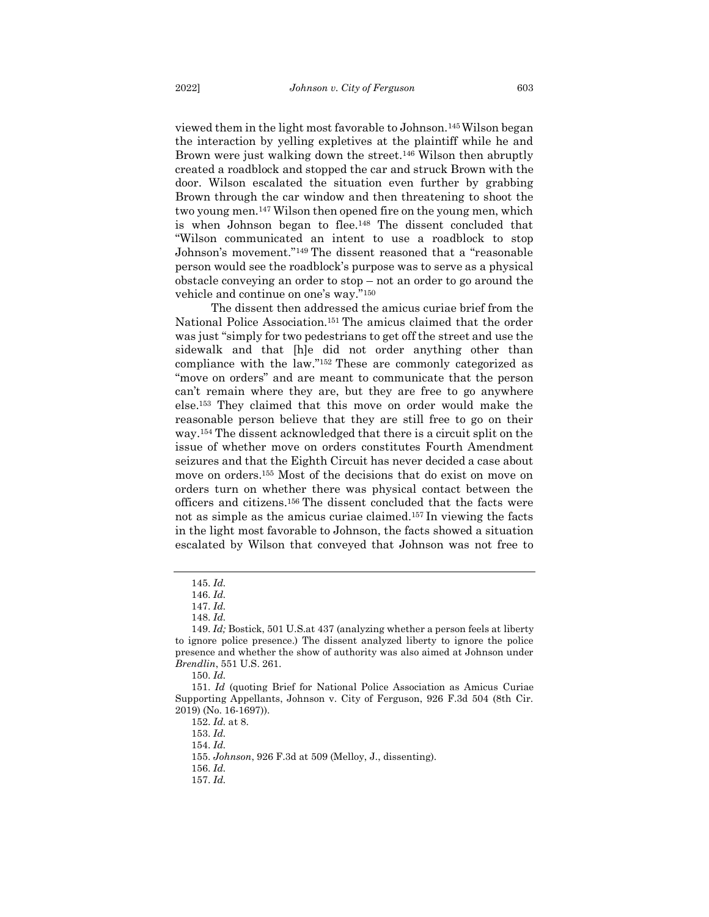viewed them in the light most favorable to Johnson.[145] Wilson began the interaction by yelling expletives at the plaintiff while he and Brown were just walking down the street.[146] Wilson then abruptly created a roadblock and stopped the car and struck Brown with the door. Wilson escalated the situation even further by grabbing Brown through the car window and then threatening to shoot the two young men.[147] Wilson then opened fire on the young men, which is when Johnson began to flee.[148] The dissent concluded that "Wilson communicated an intent to use a roadblock to stop Johnson's movement."[149] The dissent reasoned that a "reasonable person would see the roadblock's purpose was to serve as a physical obstacle conveying an order to stop – not an order to go around the vehicle and continue on one's way."[150]

The dissent then addressed the amicus curiae brief from the National Police Association.[151] The amicus claimed that the order was just "simply for two pedestrians to get off the street and use the sidewalk and that [h]e did not order anything other than compliance with the law."[152] These are commonly categorized as "move on orders" and are meant to communicate that the person can't remain where they are, but they are free to go anywhere else.[153] They claimed that this move on order would make the reasonable person believe that they are still free to go on their way.[154] The dissent acknowledged that there is a circuit split on the issue of whether move on orders constitutes Fourth Amendment seizures and that the Eighth Circuit has never decided a case about move on orders.[155] Most of the decisions that do exist on move on orders turn on whether there was physical contact between the officers and citizens.[156] The dissent concluded that the facts were not as simple as the amicus curiae claimed.[157] In viewing the facts in the light most favorable to Johnson, the facts showed a situation escalated by Wilson that conveyed that Johnson was not free to

---

145. *Id.*

146. *Id.*

147. *Id.*

148. *Id.*

149. *Id;* Bostick, 501 U.S.at 437 (analyzing whether a person feels at liberty to ignore police presence.) The dissent analyzed liberty to ignore the police presence and whether the show of authority was also aimed at Johnson under *Brendlin*, 551 U.S. 261.

150. *Id.*

151. *Id* (quoting Brief for National Police Association as Amicus Curiae Supporting Appellants, Johnson v. City of Ferguson, 926 F.3d 504 (8th Cir. 2019) (No. 16-1697)).

152. *Id.* at 8.

153. *Id.*

154. *Id.*

155. *Johnson*, 926 F.3d at 509 (Melloy, J., dissenting).

156. *Id.*

157. *Id.*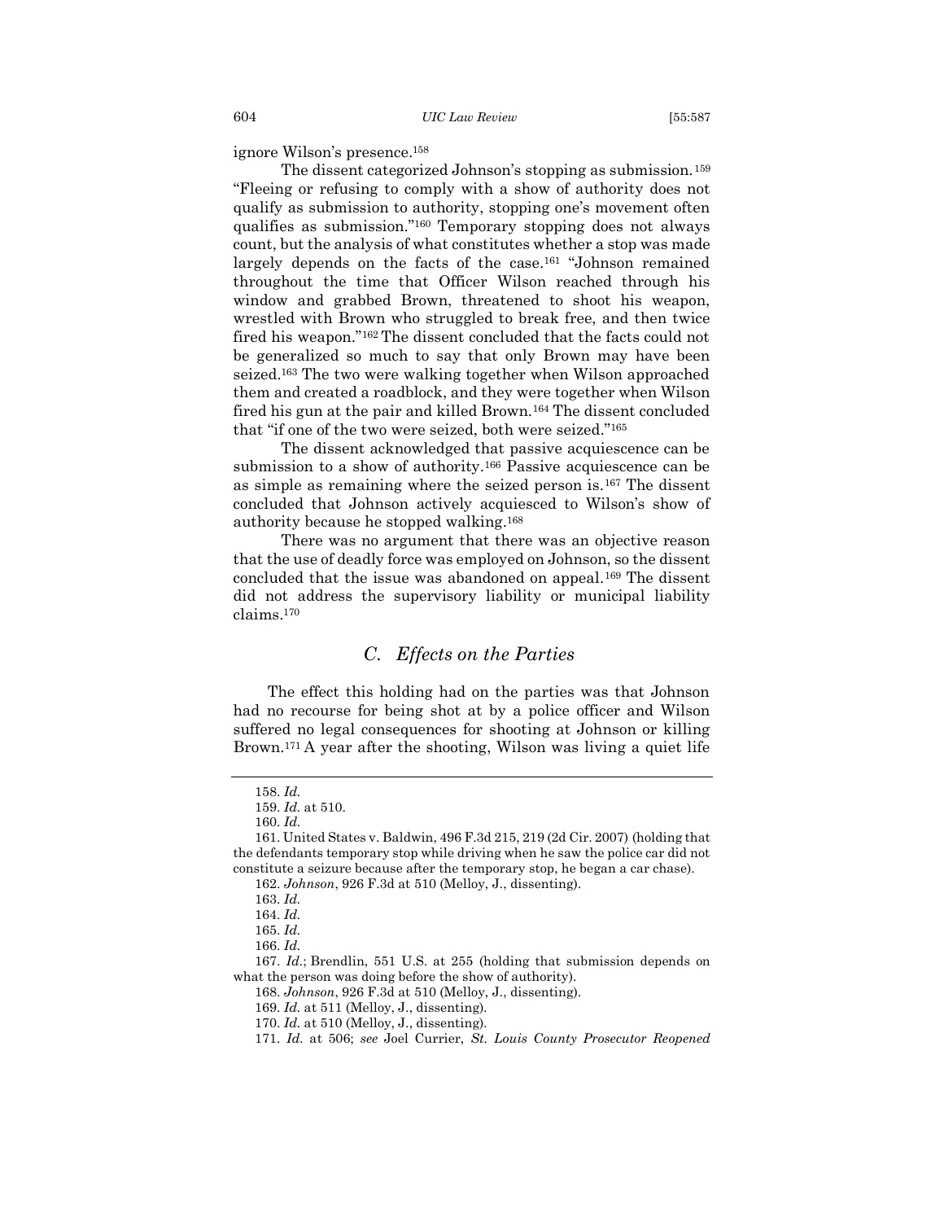ignore Wilson's presence.[158]

The dissent categorized Johnson's stopping as submission.[159] "Fleeing or refusing to comply with a show of authority does not qualify as submission to authority, stopping one's movement often qualifies as submission."[160] Temporary stopping does not always count, but the analysis of what constitutes whether a stop was made largely depends on the facts of the case.[161] "Johnson remained throughout the time that Officer Wilson reached through his window and grabbed Brown, threatened to shoot his weapon, wrestled with Brown who struggled to break free, and then twice fired his weapon."[162] The dissent concluded that the facts could not be generalized so much to say that only Brown may have been seized.[163] The two were walking together when Wilson approached them and created a roadblock, and they were together when Wilson fired his gun at the pair and killed Brown.[164] The dissent concluded that "if one of the two were seized, both were seized."[165]

The dissent acknowledged that passive acquiescence can be submission to a show of authority.[166] Passive acquiescence can be as simple as remaining where the seized person is.[167] The dissent concluded that Johnson actively acquiesced to Wilson's show of authority because he stopped walking.[168]

There was no argument that there was an objective reason that the use of deadly force was employed on Johnson, so the dissent concluded that the issue was abandoned on appeal.[169] The dissent did not address the supervisory liability or municipal liability claims.[170]

### *C. Effects on the Parties*

The effect this holding had on the parties was that Johnson had no recourse for being shot at by a police officer and Wilson suffered no legal consequences for shooting at Johnson or killing Brown.[171] A year after the shooting, Wilson was living a quiet life

---

158. *Id.*

159. *Id.* at 510.

160. *Id.*

161. United States v. Baldwin, 496 F.3d 215, 219 (2d Cir. 2007) (holding that the defendants temporary stop while driving when he saw the police car did not constitute a seizure because after the temporary stop, he began a car chase).

162. *Johnson*, 926 F.3d at 510 (Melloy, J., dissenting).

163. *Id.*

164. *Id.*

165. *Id.*

166. *Id.*

167. *Id.*; Brendlin, 551 U.S. at 255 (holding that submission depends on what the person was doing before the show of authority).

168. *Johnson*, 926 F.3d at 510 (Melloy, J., dissenting).

169. *Id.* at 511 (Melloy, J., dissenting).

170. *Id.* at 510 (Melloy, J., dissenting).

171. *Id.* at 506; *see* Joel Currier, *St. Louis County Prosecutor Reopened*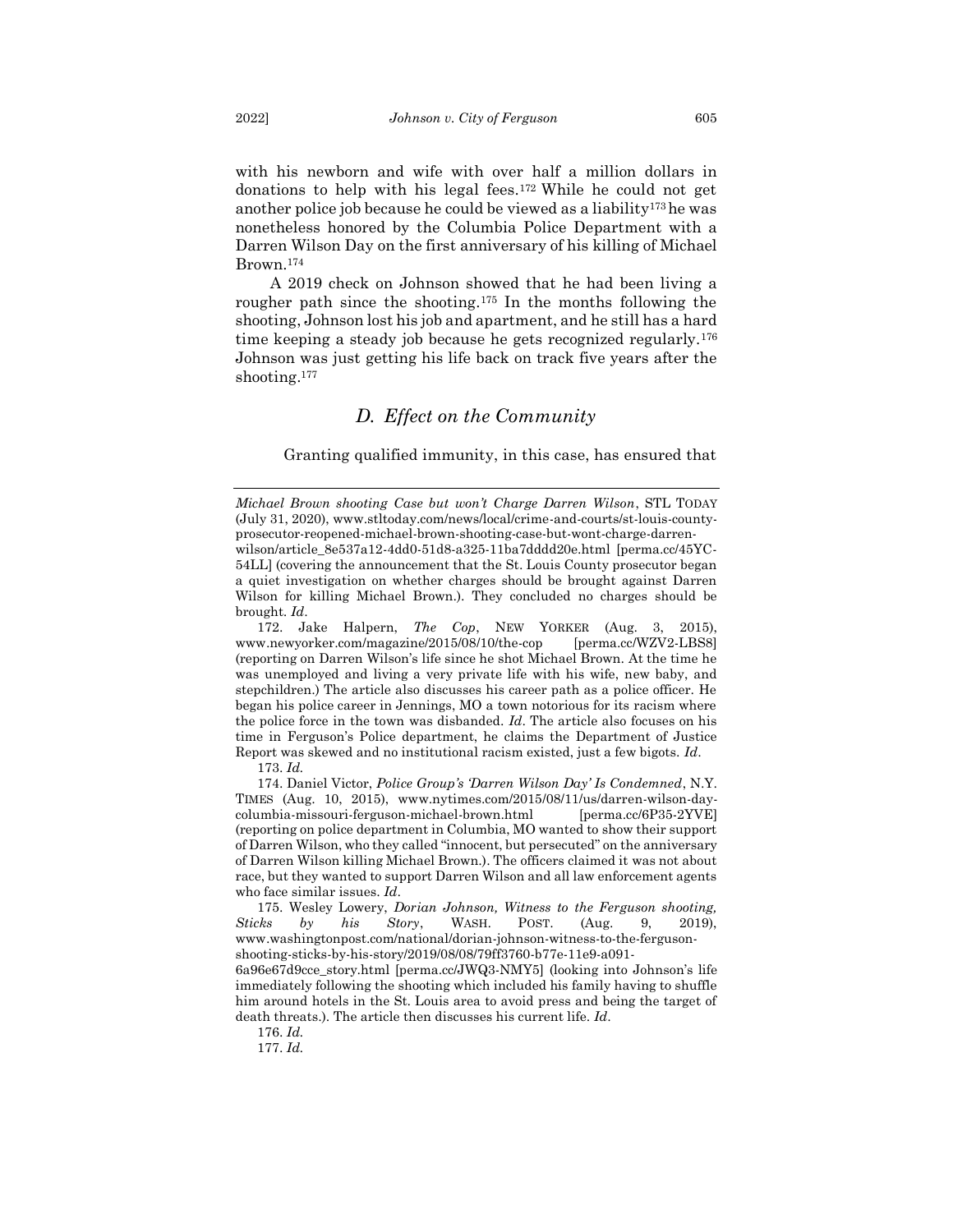with his newborn and wife with over half a million dollars in donations to help with his legal fees.[172] While he could not get another police job because he could be viewed as a liability[173] he was nonetheless honored by the Columbia Police Department with a Darren Wilson Day on the first anniversary of his killing of Michael Brown.[174]

A 2019 check on Johnson showed that he had been living a rougher path since the shooting.[175] In the months following the shooting, Johnson lost his job and apartment, and he still has a hard time keeping a steady job because he gets recognized regularly.[176] Johnson was just getting his life back on track five years after the shooting.[177]

### *D. Effect on the Community*

Granting qualified immunity, in this case, has ensured that

---

*Michael Brown shooting Case but won't Charge Darren Wilson*, STL TODAY (July 31, 2020), www.stltoday.com/news/local/crime-and-courts/st-louis-county-prosecutor-reopened-michael-brown-shooting-case-but-wont-charge-darren-wilson/article_8e537a12-4dd0-51d8-a325-11ba7dddd20e.html [perma.cc/45YC-54LL] (covering the announcement that the St. Louis County prosecutor began a quiet investigation on whether charges should be brought against Darren Wilson for killing Michael Brown.). They concluded no charges should be brought. *Id*.

172. Jake Halpern, *The Cop*, NEW YORKER (Aug. 3, 2015), www.newyorker.com/magazine/2015/08/10/the-cop [perma.cc/WZV2-LBS8] (reporting on Darren Wilson's life since he shot Michael Brown. At the time he was unemployed and living a very private life with his wife, new baby, and stepchildren.) The article also discusses his career path as a police officer. He began his police career in Jennings, MO a town notorious for its racism where the police force in the town was disbanded. *Id*. The article also focuses on his time in Ferguson's Police department, he claims the Department of Justice Report was skewed and no institutional racism existed, just a few bigots. *Id*.

173. *Id.*

174. Daniel Victor, *Police Group's 'Darren Wilson Day' Is Condemned*, N.Y. TIMES (Aug. 10, 2015), www.nytimes.com/2015/08/11/us/darren-wilson-day-columbia-missouri-ferguson-michael-brown.html [perma.cc/6P35-2YVE] (reporting on police department in Columbia, MO wanted to show their support of Darren Wilson, who they called "innocent, but persecuted" on the anniversary of Darren Wilson killing Michael Brown.). The officers claimed it was not about race, but they wanted to support Darren Wilson and all law enforcement agents who face similar issues. *Id*.

175. Wesley Lowery, *Dorian Johnson, Witness to the Ferguson shooting, Sticks by his Story*, WASH. POST. (Aug. 9, 2019), www.washingtonpost.com/national/dorian-johnson-witness-to-the-ferguson-shooting-sticks-by-his-story/2019/08/08/79ff3760-b77e-11e9-a091-6a96e67d9cce_story.html [perma.cc/JWQ3-NMY5] (looking into Johnson's life immediately following the shooting which included his family having to shuffle him around hotels in the St. Louis area to avoid press and being the target of death threats.). The article then discusses his current life. *Id*.

176. *Id.*

177. *Id.*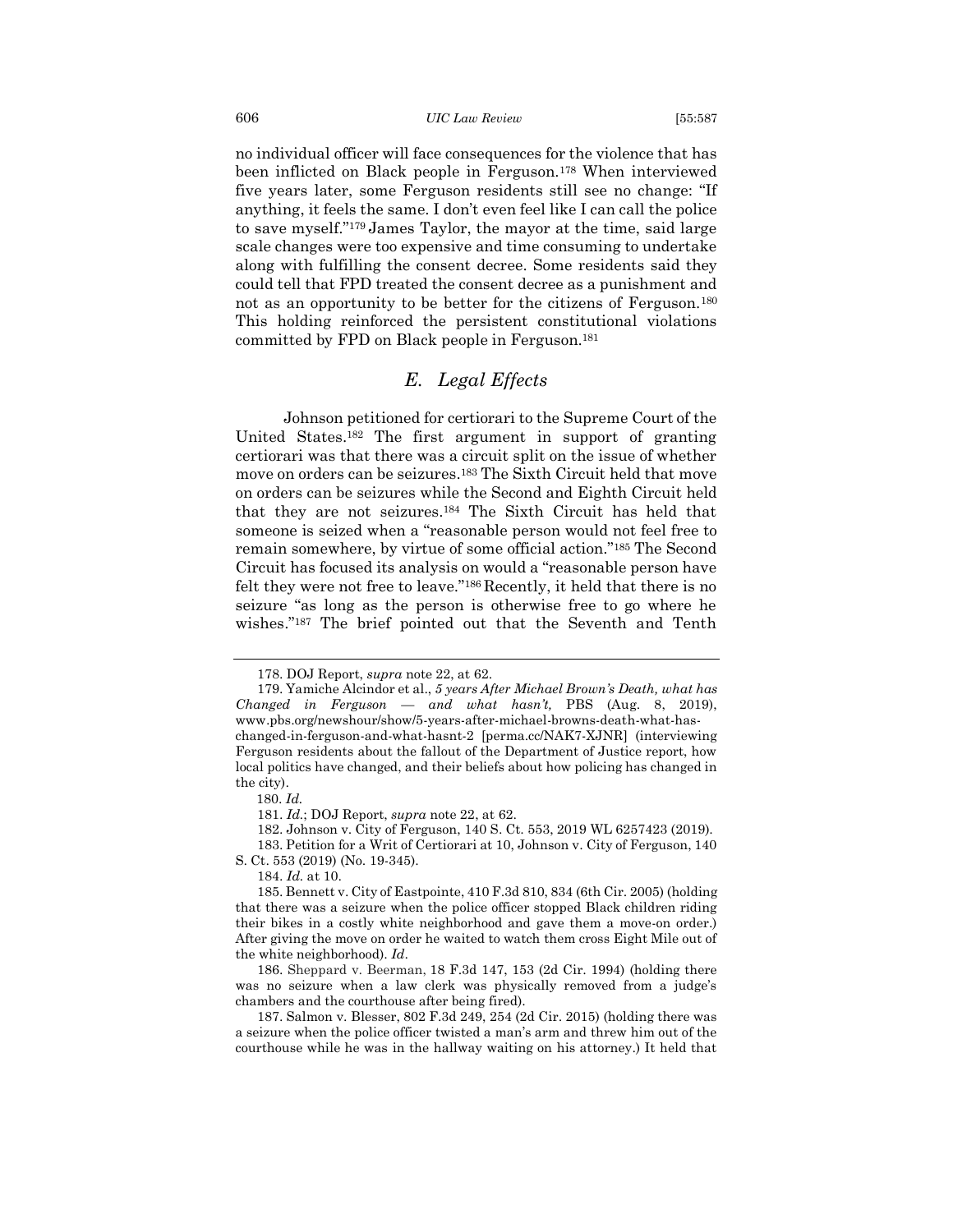no individual officer will face consequences for the violence that has been inflicted on Black people in Ferguson.[178] When interviewed five years later, some Ferguson residents still see no change: "If anything, it feels the same. I don't even feel like I can call the police to save myself."[179] James Taylor, the mayor at the time, said large scale changes were too expensive and time consuming to undertake along with fulfilling the consent decree. Some residents said they could tell that FPD treated the consent decree as a punishment and not as an opportunity to be better for the citizens of Ferguson.[180] This holding reinforced the persistent constitutional violations committed by FPD on Black people in Ferguson.[181]

## *E. Legal Effects*

Johnson petitioned for certiorari to the Supreme Court of the United States.[182] The first argument in support of granting certiorari was that there was a circuit split on the issue of whether move on orders can be seizures.[183] The Sixth Circuit held that move on orders can be seizures while the Second and Eighth Circuit held that they are not seizures.[184] The Sixth Circuit has held that someone is seized when a "reasonable person would not feel free to remain somewhere, by virtue of some official action."[185] The Second Circuit has focused its analysis on would a "reasonable person have felt they were not free to leave."[186] Recently, it held that there is no seizure "as long as the person is otherwise free to go where he wishes."[187] The brief pointed out that the Seventh and Tenth

---

178. DOJ Report, *supra* note 22, at 62.

179. Yamiche Alcindor et al., *5 years After Michael Brown's Death, what has Changed in Ferguson — and what hasn't,* PBS (Aug. 8, 2019), www.pbs.org/newshour/show/5-years-after-michael-browns-death-what-has-changed-in-ferguson-and-what-hasnt-2 [perma.cc/NAK7-XJNR] (interviewing Ferguson residents about the fallout of the Department of Justice report, how local politics have changed, and their beliefs about how policing has changed in the city).

180. *Id.*

181. *Id.*; DOJ Report, *supra* note 22, at 62.

182. Johnson v. City of Ferguson, 140 S. Ct. 553, 2019 WL 6257423 (2019).

183. Petition for a Writ of Certiorari at 10, Johnson v. City of Ferguson, 140 S. Ct. 553 (2019) (No. 19-345).

184. *Id.* at 10.

185. Bennett v. City of Eastpointe, 410 F.3d 810, 834 (6th Cir. 2005) (holding that there was a seizure when the police officer stopped Black children riding their bikes in a costly white neighborhood and gave them a move-on order.) After giving the move on order he waited to watch them cross Eight Mile out of the white neighborhood). *Id*.

186. Sheppard v. Beerman, 18 F.3d 147, 153 (2d Cir. 1994) (holding there was no seizure when a law clerk was physically removed from a judge's chambers and the courthouse after being fired).

187. Salmon v. Blesser, 802 F.3d 249, 254 (2d Cir. 2015) (holding there was a seizure when the police officer twisted a man's arm and threw him out of the courthouse while he was in the hallway waiting on his attorney.) It held that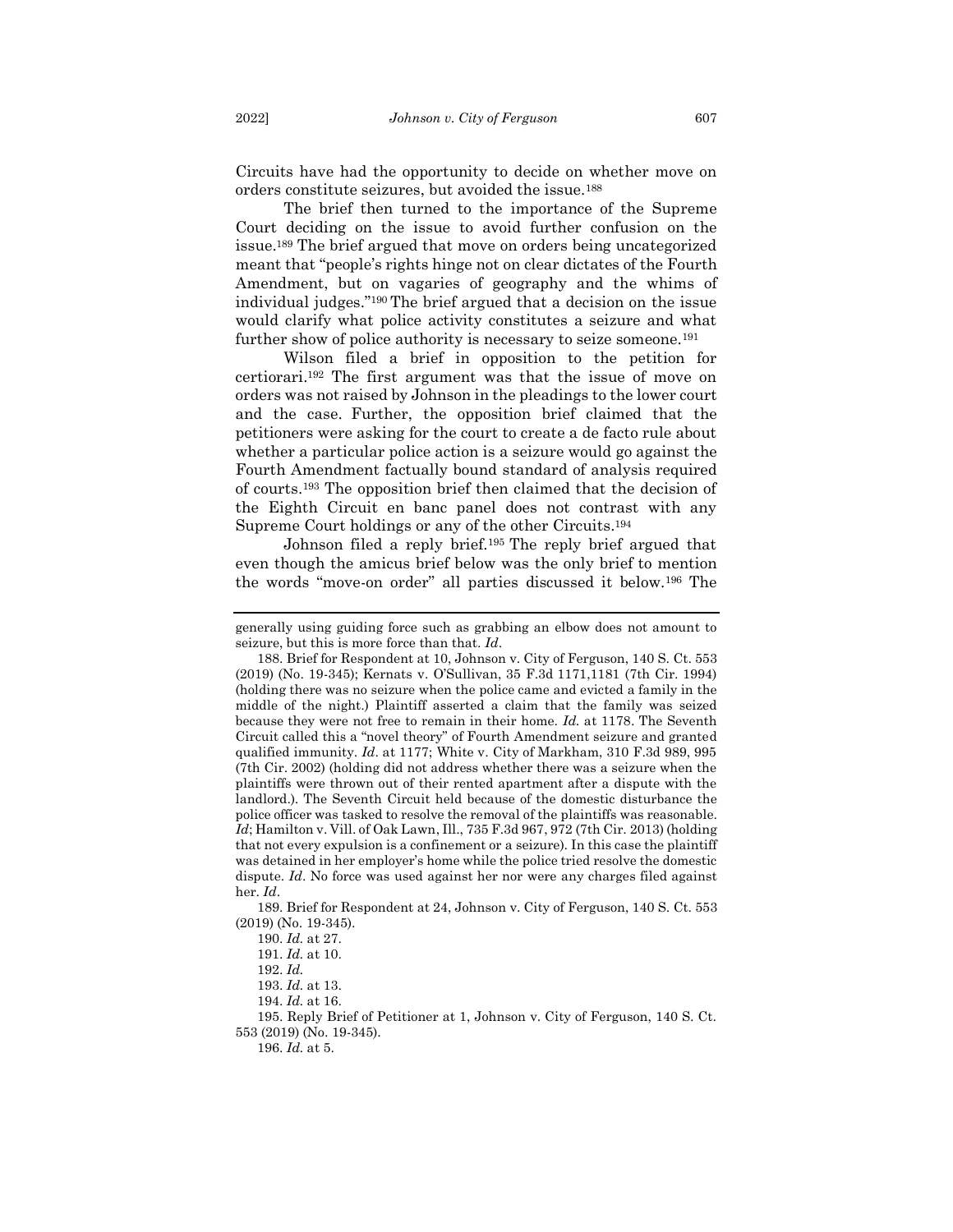Circuits have had the opportunity to decide on whether move on orders constitute seizures, but avoided the issue.[188]

The brief then turned to the importance of the Supreme Court deciding on the issue to avoid further confusion on the issue.[189] The brief argued that move on orders being uncategorized meant that "people's rights hinge not on clear dictates of the Fourth Amendment, but on vagaries of geography and the whims of individual judges."[190] The brief argued that a decision on the issue would clarify what police activity constitutes a seizure and what further show of police authority is necessary to seize someone.[191]

Wilson filed a brief in opposition to the petition for certiorari.[192] The first argument was that the issue of move on orders was not raised by Johnson in the pleadings to the lower court and the case. Further, the opposition brief claimed that the petitioners were asking for the court to create a de facto rule about whether a particular police action is a seizure would go against the Fourth Amendment factually bound standard of analysis required of courts.[193] The opposition brief then claimed that the decision of the Eighth Circuit en banc panel does not contrast with any Supreme Court holdings or any of the other Circuits.[194]

Johnson filed a reply brief.[195] The reply brief argued that even though the amicus brief below was the only brief to mention the words "move-on order" all parties discussed it below.[196] The

---

generally using guiding force such as grabbing an elbow does not amount to seizure, but this is more force than that. *Id*.

188. Brief for Respondent at 10, Johnson v. City of Ferguson, 140 S. Ct. 553 (2019) (No. 19-345); Kernats v. O'Sullivan, 35 F.3d 1171,1181 (7th Cir. 1994) (holding there was no seizure when the police came and evicted a family in the middle of the night.) Plaintiff asserted a claim that the family was seized because they were not free to remain in their home. *Id.* at 1178. The Seventh Circuit called this a "novel theory" of Fourth Amendment seizure and granted qualified immunity. *Id*. at 1177; White v. City of Markham, 310 F.3d 989, 995 (7th Cir. 2002) (holding did not address whether there was a seizure when the plaintiffs were thrown out of their rented apartment after a dispute with the landlord.). The Seventh Circuit held because of the domestic disturbance the police officer was tasked to resolve the removal of the plaintiffs was reasonable. *Id*; Hamilton v. Vill. of Oak Lawn, Ill., 735 F.3d 967, 972 (7th Cir. 2013) (holding that not every expulsion is a confinement or a seizure). In this case the plaintiff was detained in her employer's home while the police tried resolve the domestic dispute. *Id*. No force was used against her nor were any charges filed against her. *Id*.

189. Brief for Respondent at 24, Johnson v. City of Ferguson, 140 S. Ct. 553 (2019) (No. 19-345).

190. *Id.* at 27.

191. *Id.* at 10.

192. *Id.*

193. *Id.* at 13.

194. *Id.* at 16.

195. Reply Brief of Petitioner at 1, Johnson v. City of Ferguson, 140 S. Ct. 553 (2019) (No. 19-345).

196. *Id.* at 5.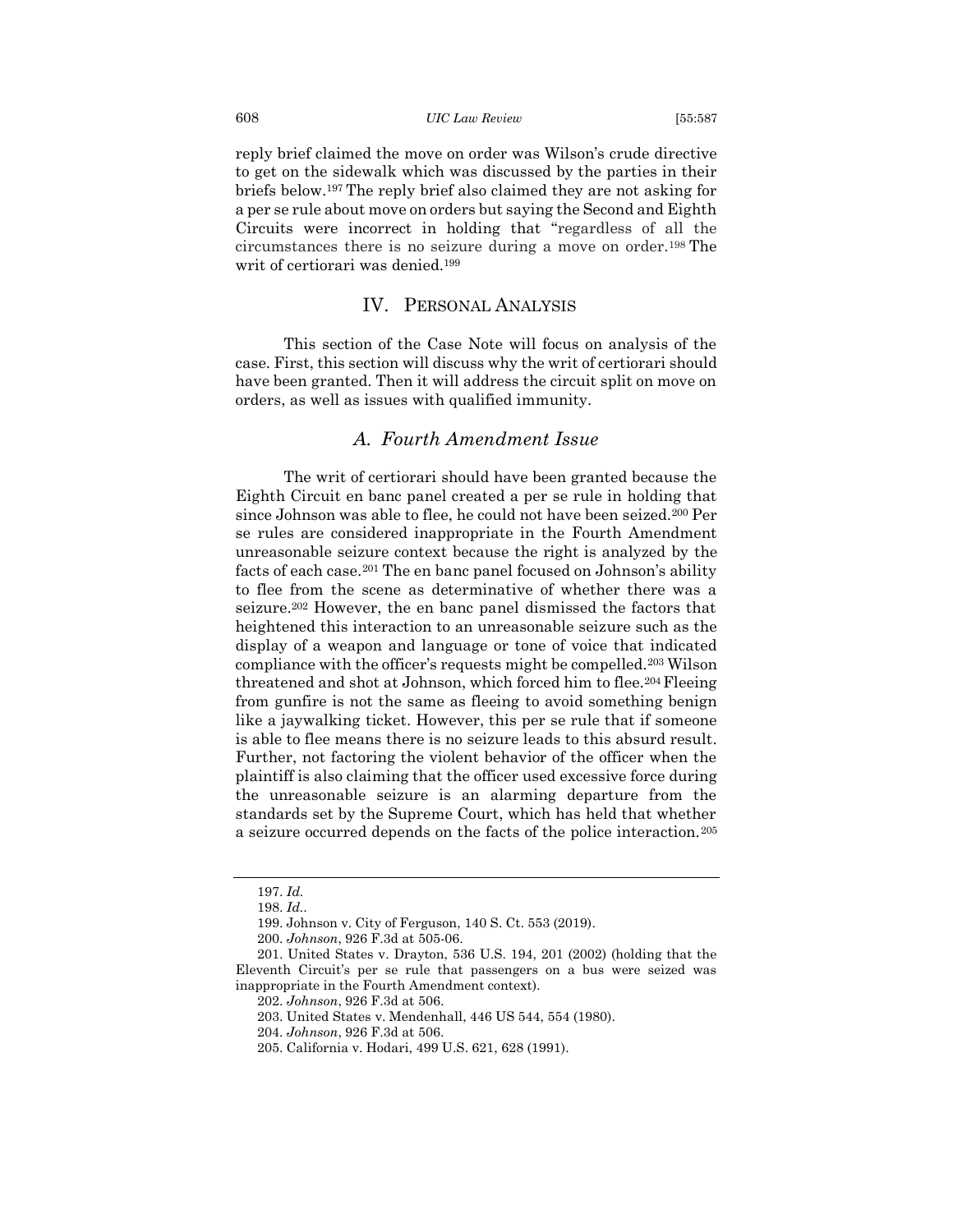reply brief claimed the move on order was Wilson's crude directive to get on the sidewalk which was discussed by the parties in their briefs below.[197] The reply brief also claimed they are not asking for a per se rule about move on orders but saying the Second and Eighth Circuits were incorrect in holding that "regardless of all the circumstances there is no seizure during a move on order.[198] The writ of certiorari was denied.[199]

## IV. Personal Analysis

This section of the Case Note will focus on analysis of the case. First, this section will discuss why the writ of certiorari should have been granted. Then it will address the circuit split on move on orders, as well as issues with qualified immunity.

### *A. Fourth Amendment Issue*

The writ of certiorari should have been granted because the Eighth Circuit en banc panel created a per se rule in holding that since Johnson was able to flee, he could not have been seized.[200] Per se rules are considered inappropriate in the Fourth Amendment unreasonable seizure context because the right is analyzed by the facts of each case.[201] The en banc panel focused on Johnson's ability to flee from the scene as determinative of whether there was a seizure.[202] However, the en banc panel dismissed the factors that heightened this interaction to an unreasonable seizure such as the display of a weapon and language or tone of voice that indicated compliance with the officer's requests might be compelled.[203] Wilson threatened and shot at Johnson, which forced him to flee.[204] Fleeing from gunfire is not the same as fleeing to avoid something benign like a jaywalking ticket. However, this per se rule that if someone is able to flee means there is no seizure leads to this absurd result. Further, not factoring the violent behavior of the officer when the plaintiff is also claiming that the officer used excessive force during the unreasonable seizure is an alarming departure from the standards set by the Supreme Court, which has held that whether a seizure occurred depends on the facts of the police interaction.[205]

---

197. *Id.*

198. *Id.*.

199. Johnson v. City of Ferguson, 140 S. Ct. 553 (2019).

200. *Johnson*, 926 F.3d at 505-06.

201. United States v. Drayton, 536 U.S. 194, 201 (2002) (holding that the Eleventh Circuit's per se rule that passengers on a bus were seized was inappropriate in the Fourth Amendment context).

202. *Johnson*, 926 F.3d at 506.

203. United States v. Mendenhall, 446 US 544, 554 (1980).

204. *Johnson*, 926 F.3d at 506.

205. California v. Hodari, 499 U.S. 621, 628 (1991).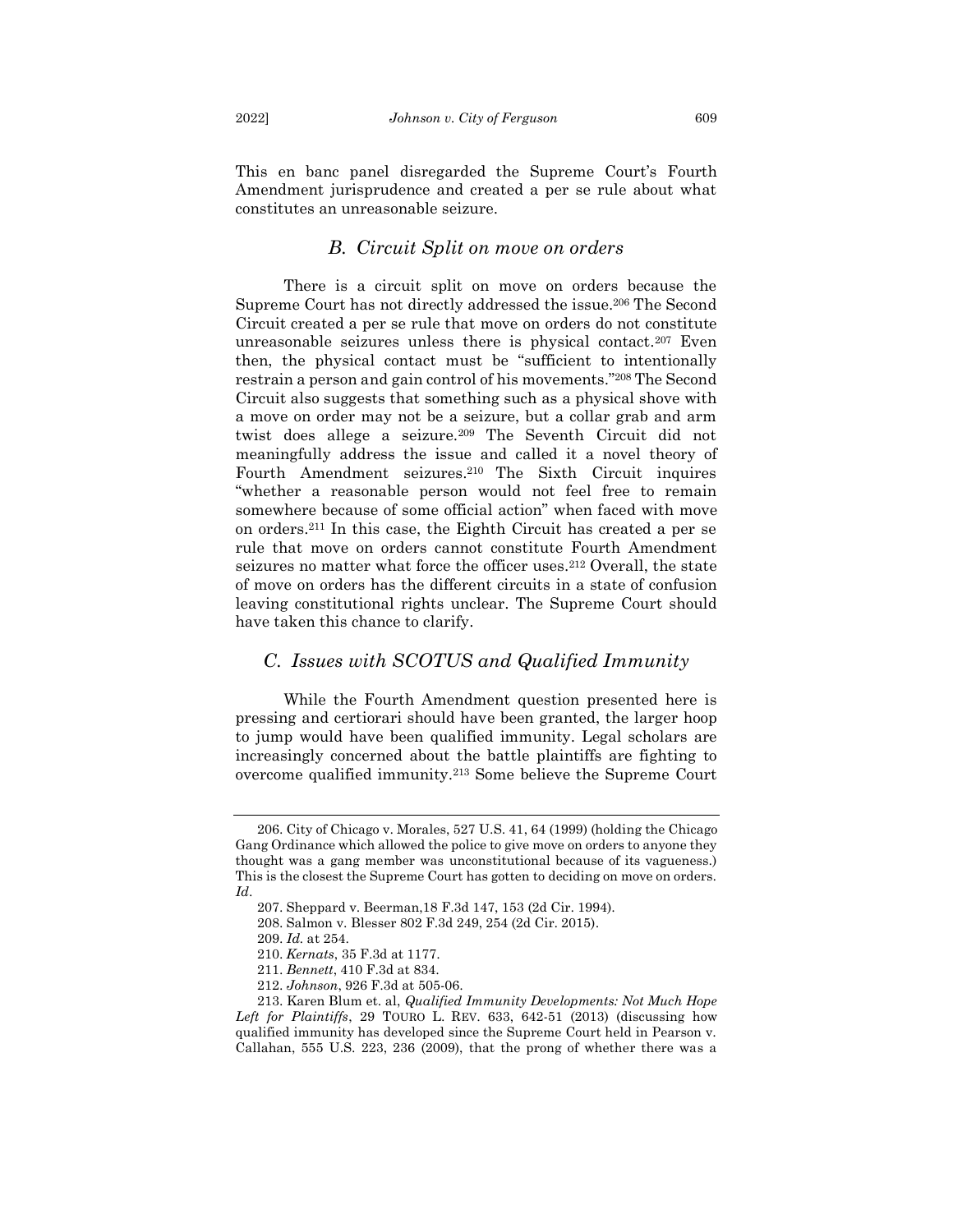This en banc panel disregarded the Supreme Court's Fourth Amendment jurisprudence and created a per se rule about what constitutes an unreasonable seizure.

### *B. Circuit Split on move on orders*

There is a circuit split on move on orders because the Supreme Court has not directly addressed the issue.[206] The Second Circuit created a per se rule that move on orders do not constitute unreasonable seizures unless there is physical contact.[207] Even then, the physical contact must be "sufficient to intentionally restrain a person and gain control of his movements."[208] The Second Circuit also suggests that something such as a physical shove with a move on order may not be a seizure, but a collar grab and arm twist does allege a seizure.[209] The Seventh Circuit did not meaningfully address the issue and called it a novel theory of Fourth Amendment seizures.[210] The Sixth Circuit inquires "whether a reasonable person would not feel free to remain somewhere because of some official action" when faced with move on orders.[211] In this case, the Eighth Circuit has created a per se rule that move on orders cannot constitute Fourth Amendment seizures no matter what force the officer uses.[212] Overall, the state of move on orders has the different circuits in a state of confusion leaving constitutional rights unclear. The Supreme Court should have taken this chance to clarify.

### *C. Issues with SCOTUS and Qualified Immunity*

While the Fourth Amendment question presented here is pressing and certiorari should have been granted, the larger hoop to jump would have been qualified immunity. Legal scholars are increasingly concerned about the battle plaintiffs are fighting to overcome qualified immunity.[213] Some believe the Supreme Court

---

206. City of Chicago v. Morales, 527 U.S. 41, 64 (1999) (holding the Chicago Gang Ordinance which allowed the police to give move on orders to anyone they thought was a gang member was unconstitutional because of its vagueness.) This is the closest the Supreme Court has gotten to deciding on move on orders. *Id*.

207. Sheppard v. Beerman,18 F.3d 147, 153 (2d Cir. 1994).

208. Salmon v. Blesser 802 F.3d 249, 254 (2d Cir. 2015).

209. *Id.* at 254.

210. *Kernats*, 35 F.3d at 1177.

211. *Bennett*, 410 F.3d at 834.

212. *Johnson*, 926 F.3d at 505-06.

213. Karen Blum et. al, *Qualified Immunity Developments: Not Much Hope Left for Plaintiffs*, 29 TOURO L. REV. 633, 642-51 (2013) (discussing how qualified immunity has developed since the Supreme Court held in Pearson v. Callahan, 555 U.S. 223, 236 (2009), that the prong of whether there was a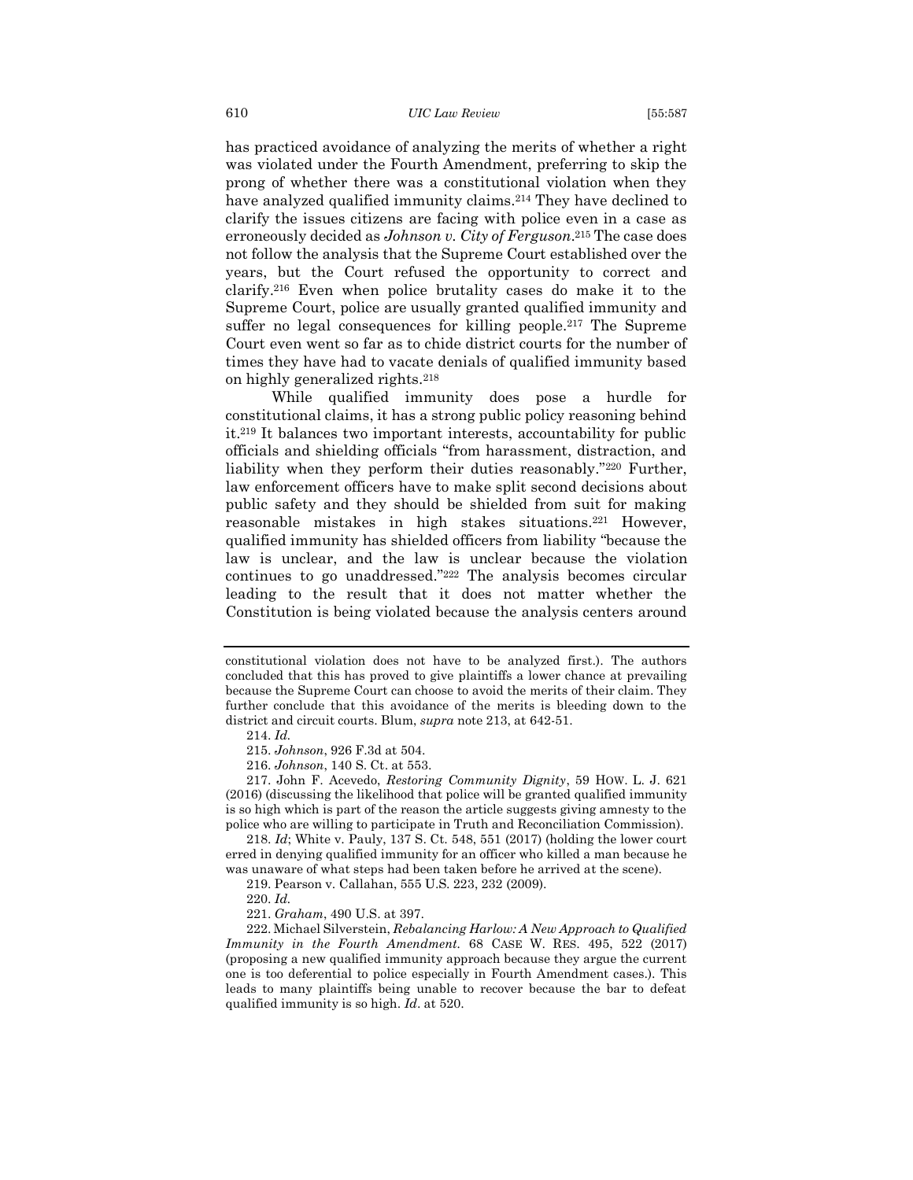has practiced avoidance of analyzing the merits of whether a right was violated under the Fourth Amendment, preferring to skip the prong of whether there was a constitutional violation when they have analyzed qualified immunity claims.[214] They have declined to clarify the issues citizens are facing with police even in a case as erroneously decided as *Johnson v. City of Ferguson*.[215] The case does not follow the analysis that the Supreme Court established over the years, but the Court refused the opportunity to correct and clarify.[216] Even when police brutality cases do make it to the Supreme Court, police are usually granted qualified immunity and suffer no legal consequences for killing people.[217] The Supreme Court even went so far as to chide district courts for the number of times they have had to vacate denials of qualified immunity based on highly generalized rights.[218]

While qualified immunity does pose a hurdle for constitutional claims, it has a strong public policy reasoning behind it.[219] It balances two important interests, accountability for public officials and shielding officials "from harassment, distraction, and liability when they perform their duties reasonably."[220] Further, law enforcement officers have to make split second decisions about public safety and they should be shielded from suit for making reasonable mistakes in high stakes situations.[221] However, qualified immunity has shielded officers from liability "because the law is unclear, and the law is unclear because the violation continues to go unaddressed."[222] The analysis becomes circular leading to the result that it does not matter whether the Constitution is being violated because the analysis centers around

---

constitutional violation does not have to be analyzed first.). The authors concluded that this has proved to give plaintiffs a lower chance at prevailing because the Supreme Court can choose to avoid the merits of their claim. They further conclude that this avoidance of the merits is bleeding down to the district and circuit courts. Blum, *supra* note 213, at 642-51.

214. *Id.*

215. *Johnson*, 926 F.3d at 504.

216. *Johnson*, 140 S. Ct. at 553.

217. John F. Acevedo, *Restoring Community Dignity*, 59 HOW. L. J. 621 (2016) (discussing the likelihood that police will be granted qualified immunity is so high which is part of the reason the article suggests giving amnesty to the police who are willing to participate in Truth and Reconciliation Commission).

218. *Id*; White v. Pauly, 137 S. Ct. 548, 551 (2017) (holding the lower court erred in denying qualified immunity for an officer who killed a man because he was unaware of what steps had been taken before he arrived at the scene).

219. Pearson v. Callahan, 555 U.S. 223, 232 (2009).

220. *Id.*

221. *Graham*, 490 U.S. at 397.

222. Michael Silverstein, *Rebalancing Harlow: A New Approach to Qualified Immunity in the Fourth Amendment*. 68 CASE W. RES. 495, 522 (2017) (proposing a new qualified immunity approach because they argue the current one is too deferential to police especially in Fourth Amendment cases.). This leads to many plaintiffs being unable to recover because the bar to defeat qualified immunity is so high. *Id*. at 520.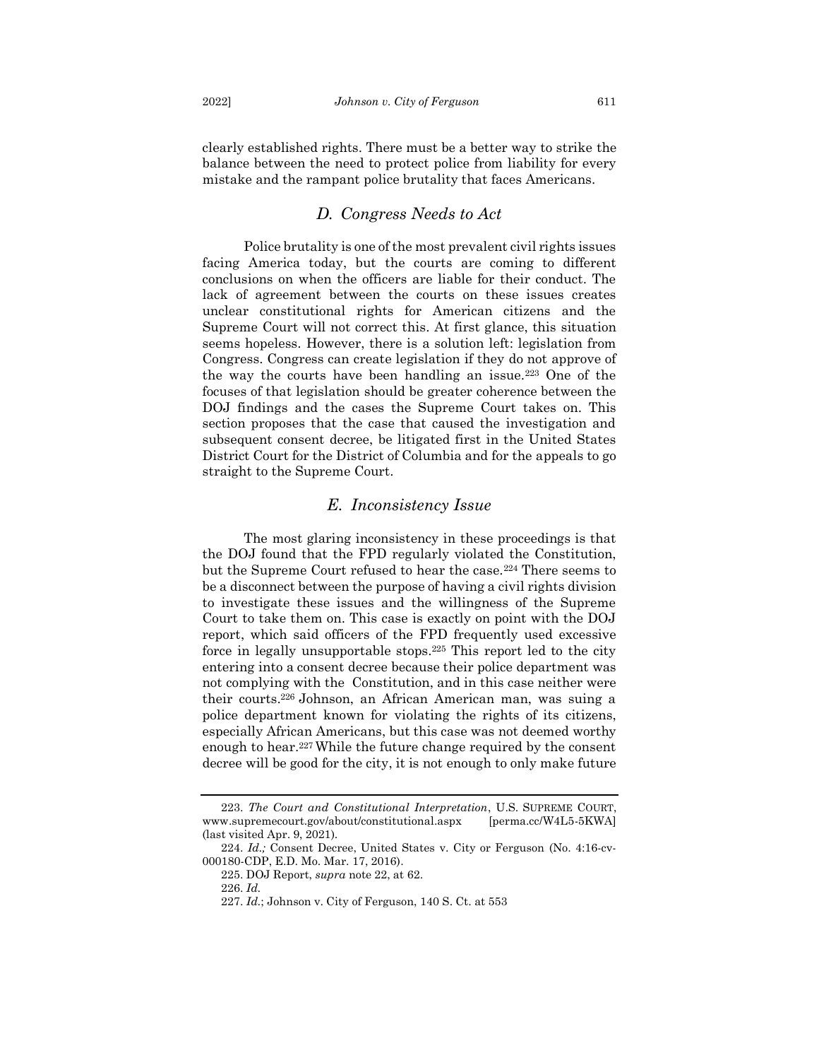clearly established rights. There must be a better way to strike the balance between the need to protect police from liability for every mistake and the rampant police brutality that faces Americans.

### *D. Congress Needs to Act*

Police brutality is one of the most prevalent civil rights issues facing America today, but the courts are coming to different conclusions on when the officers are liable for their conduct. The lack of agreement between the courts on these issues creates unclear constitutional rights for American citizens and the Supreme Court will not correct this. At first glance, this situation seems hopeless. However, there is a solution left: legislation from Congress. Congress can create legislation if they do not approve of the way the courts have been handling an issue.[223] One of the focuses of that legislation should be greater coherence between the DOJ findings and the cases the Supreme Court takes on. This section proposes that the case that caused the investigation and subsequent consent decree, be litigated first in the United States District Court for the District of Columbia and for the appeals to go straight to the Supreme Court.

### *E. Inconsistency Issue*

The most glaring inconsistency in these proceedings is that the DOJ found that the FPD regularly violated the Constitution, but the Supreme Court refused to hear the case.[224] There seems to be a disconnect between the purpose of having a civil rights division to investigate these issues and the willingness of the Supreme Court to take them on. This case is exactly on point with the DOJ report, which said officers of the FPD frequently used excessive force in legally unsupportable stops.[225] This report led to the city entering into a consent decree because their police department was not complying with the Constitution, and in this case neither were their courts.[226] Johnson, an African American man, was suing a police department known for violating the rights of its citizens, especially African Americans, but this case was not deemed worthy enough to hear.[227] While the future change required by the consent decree will be good for the city, it is not enough to only make future

---

223. *The Court and Constitutional Interpretation*, U.S. SUPREME COURT, www.supremecourt.gov/about/constitutional.aspx [perma.cc/W4L5-5KWA] (last visited Apr. 9, 2021).

224. *Id.;* Consent Decree, United States v. City or Ferguson (No. 4:16-cv-000180-CDP, E.D. Mo. Mar. 17, 2016).

225. DOJ Report, *supra* note 22, at 62.

226. *Id.*

227. *Id.*; Johnson v. City of Ferguson, 140 S. Ct. at 553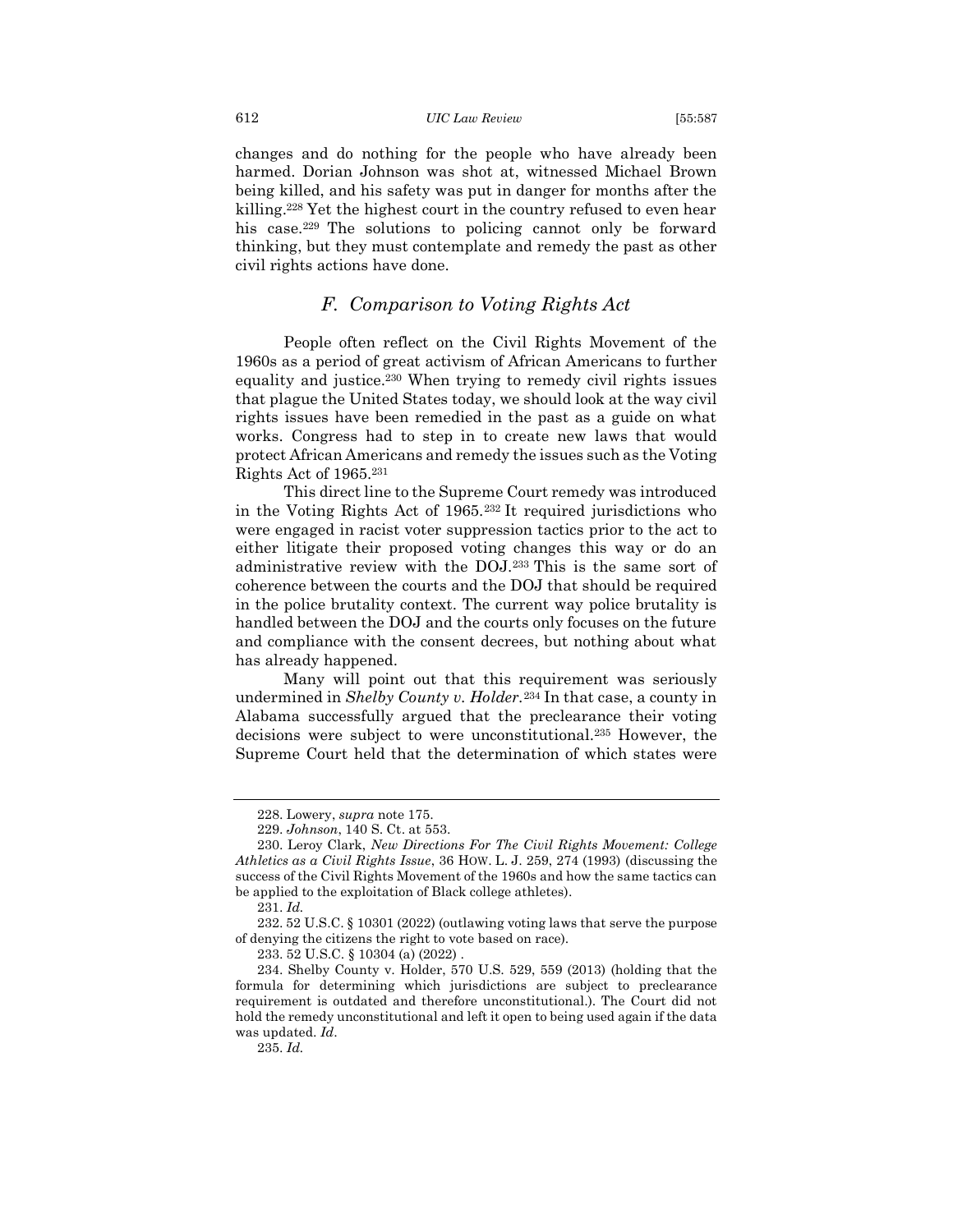changes and do nothing for the people who have already been harmed. Dorian Johnson was shot at, witnessed Michael Brown being killed, and his safety was put in danger for months after the killing.[228] Yet the highest court in the country refused to even hear his case.[229] The solutions to policing cannot only be forward thinking, but they must contemplate and remedy the past as other civil rights actions have done.

### *F. Comparison to Voting Rights Act*

People often reflect on the Civil Rights Movement of the 1960s as a period of great activism of African Americans to further equality and justice.[230] When trying to remedy civil rights issues that plague the United States today, we should look at the way civil rights issues have been remedied in the past as a guide on what works. Congress had to step in to create new laws that would protect African Americans and remedy the issues such as the Voting Rights Act of 1965.[231]

This direct line to the Supreme Court remedy was introduced in the Voting Rights Act of 1965.[232] It required jurisdictions who were engaged in racist voter suppression tactics prior to the act to either litigate their proposed voting changes this way or do an administrative review with the DOJ.[233] This is the same sort of coherence between the courts and the DOJ that should be required in the police brutality context. The current way police brutality is handled between the DOJ and the courts only focuses on the future and compliance with the consent decrees, but nothing about what has already happened.

Many will point out that this requirement was seriously undermined in *Shelby County v. Holder*.[234] In that case, a county in Alabama successfully argued that the preclearance their voting decisions were subject to were unconstitutional.[235] However, the Supreme Court held that the determination of which states were

---

228. Lowery, *supra* note 175.

229. *Johnson*, 140 S. Ct. at 553.

230. Leroy Clark, *New Directions For The Civil Rights Movement: College Athletics as a Civil Rights Issue*, 36 HOW. L. J. 259, 274 (1993) (discussing the success of the Civil Rights Movement of the 1960s and how the same tactics can be applied to the exploitation of Black college athletes).

231. *Id.*

232. 52 U.S.C. § 10301 (2022) (outlawing voting laws that serve the purpose of denying the citizens the right to vote based on race).

233. 52 U.S.C. § 10304 (a) (2022) .

234. Shelby County v. Holder, 570 U.S. 529, 559 (2013) (holding that the formula for determining which jurisdictions are subject to preclearance requirement is outdated and therefore unconstitutional.). The Court did not hold the remedy unconstitutional and left it open to being used again if the data was updated. *Id*.

235. *Id.*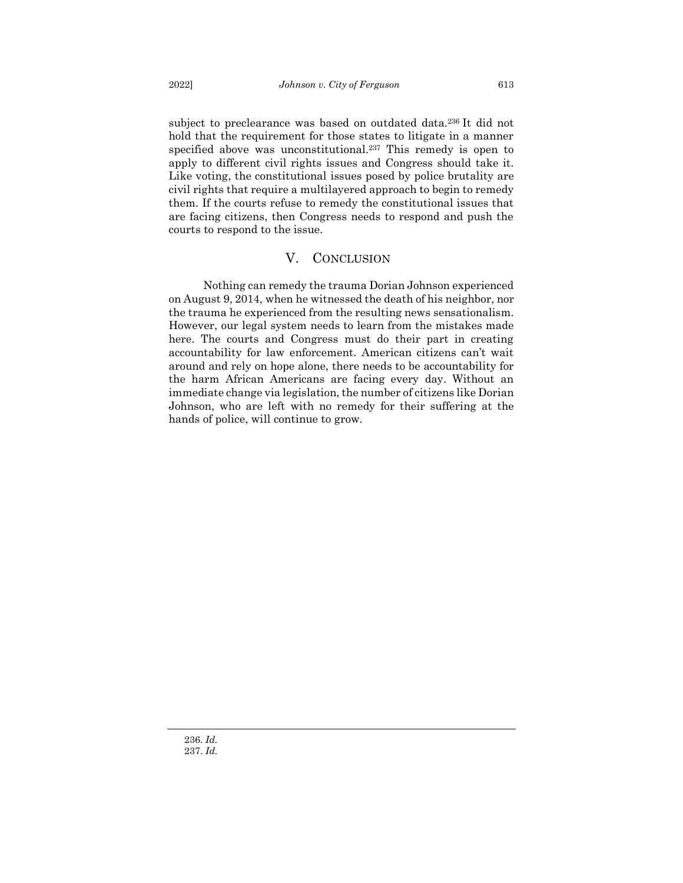subject to preclearance was based on outdated data.[236] It did not hold that the requirement for those states to litigate in a manner specified above was unconstitutional.[237] This remedy is open to apply to different civil rights issues and Congress should take it. Like voting, the constitutional issues posed by police brutality are civil rights that require a multilayered approach to begin to remedy them. If the courts refuse to remedy the constitutional issues that are facing citizens, then Congress needs to respond and push the courts to respond to the issue.

## V. CONCLUSION

Nothing can remedy the trauma Dorian Johnson experienced on August 9, 2014, when he witnessed the death of his neighbor, nor the trauma he experienced from the resulting news sensationalism. However, our legal system needs to learn from the mistakes made here. The courts and Congress must do their part in creating accountability for law enforcement. American citizens can't wait around and rely on hope alone, there needs to be accountability for the harm African Americans are facing every day. Without an immediate change via legislation, the number of citizens like Dorian Johnson, who are left with no remedy for their suffering at the hands of police, will continue to grow.

---

236. *Id.*
237. *Id.*